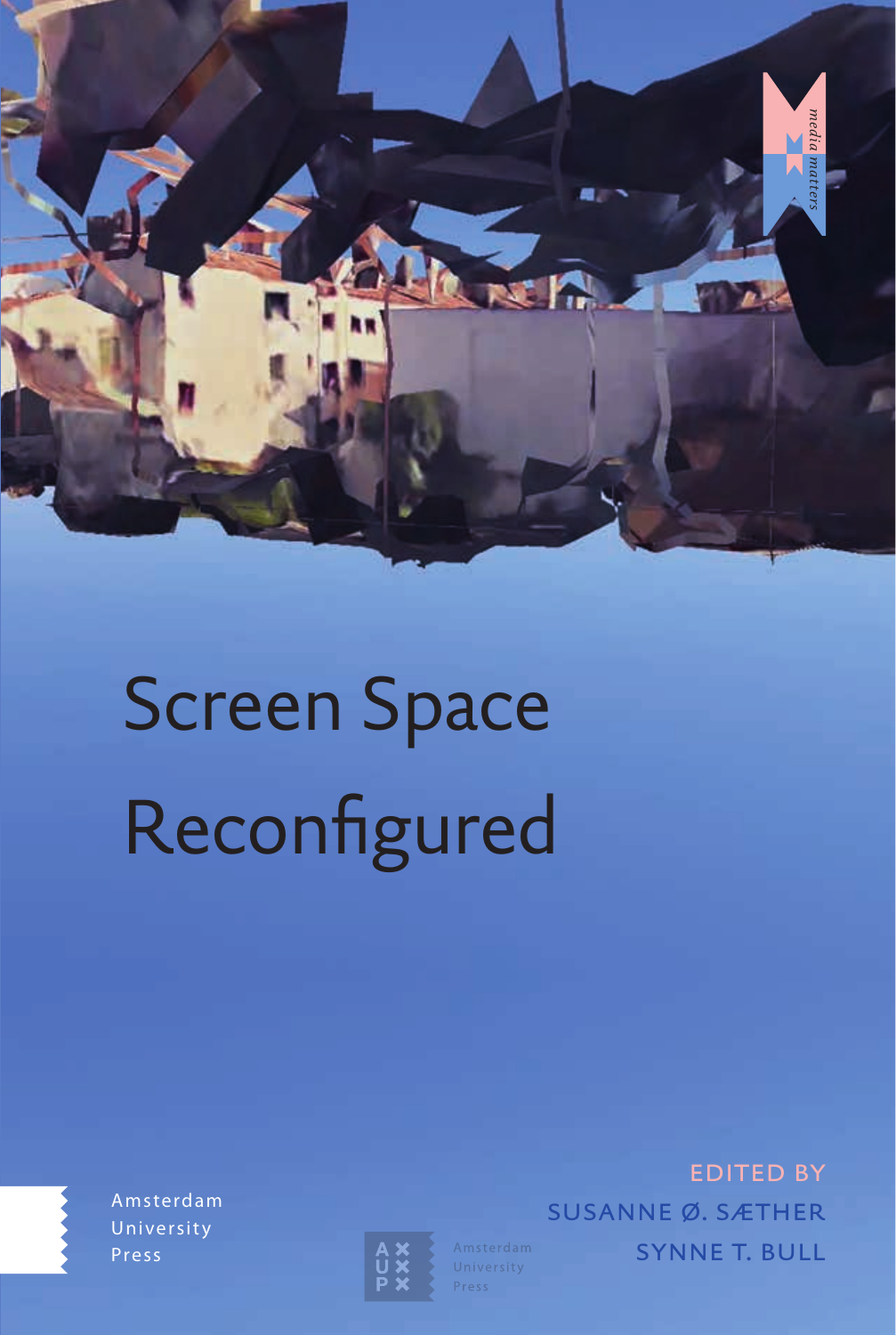*media matters*

# Screen Space Reconfigured

EDITED BY
SUSANNE Ø. SÆTHER
SYNNE T. BULL

Amsterdam
University
Press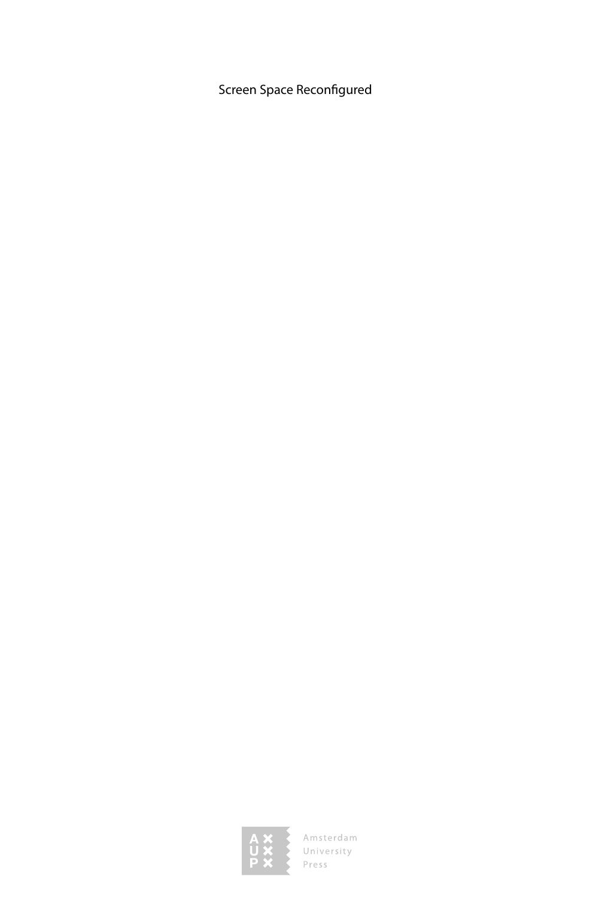Screen Space Reconfigured

Amsterdam University Press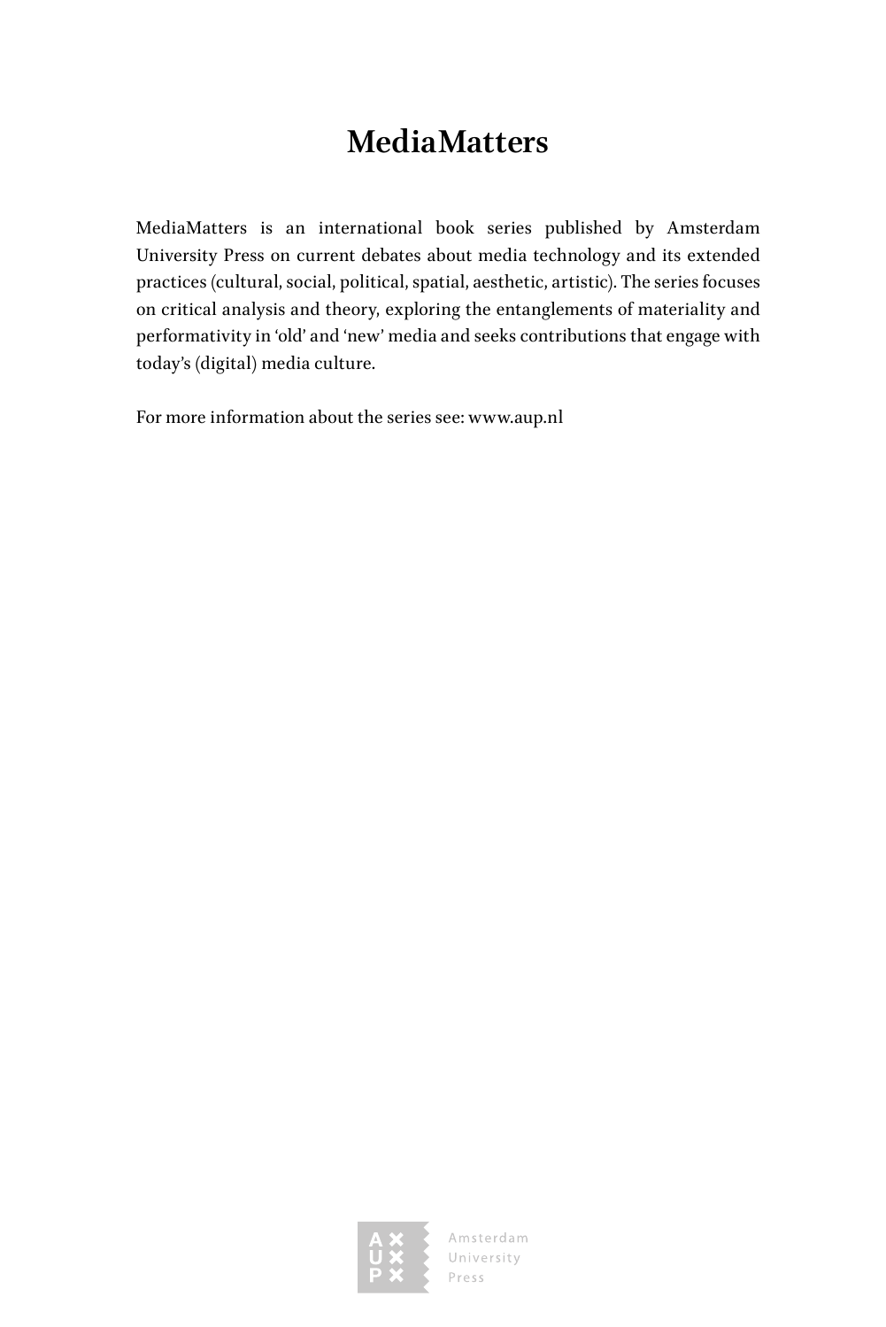# MediaMatters

MediaMatters is an international book series published by Amsterdam University Press on current debates about media technology and its extended practices (cultural, social, political, spatial, aesthetic, artistic). The series focuses on critical analysis and theory, exploring the entanglements of materiality and performativity in 'old' and 'new' media and seeks contributions that engage with today's (digital) media culture.

For more information about the series see: www.aup.nl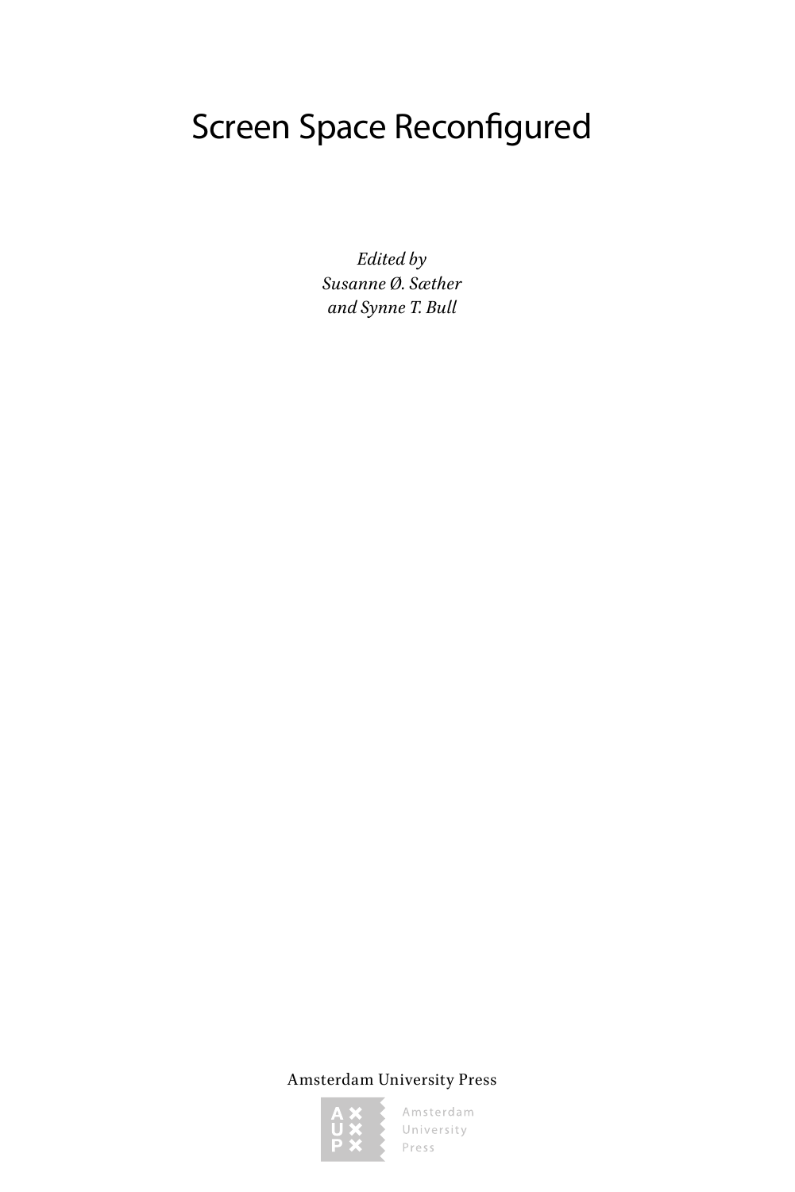# Screen Space Reconfigured

*Edited by*
*Susanne Ø. Sæther*
*and Synne T. Bull*

Amsterdam University Press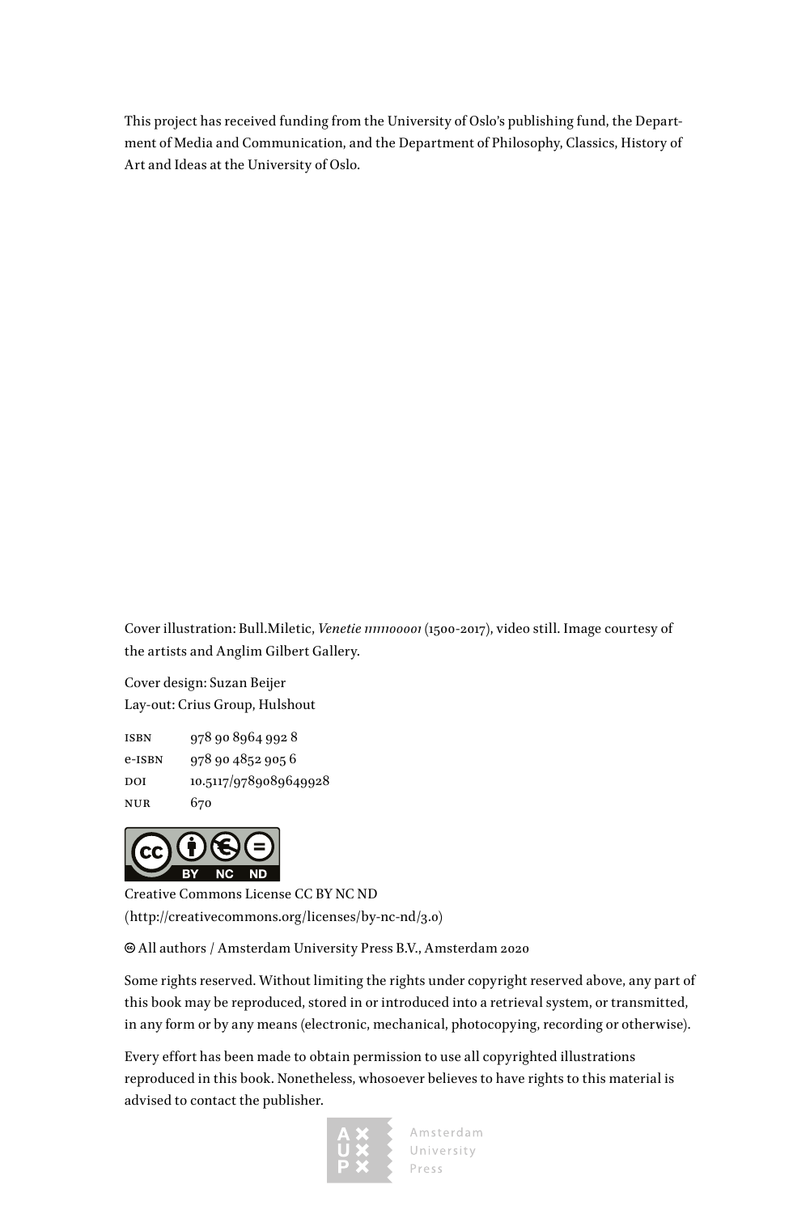This project has received funding from the University of Oslo's publishing fund, the Department of Media and Communication, and the Department of Philosophy, Classics, History of Art and Ideas at the University of Oslo.

Cover illustration: Bull.Miletic, *Venetie 1111100001* (1500-2017), video still. Image courtesy of the artists and Anglim Gilbert Gallery.

Cover design: Suzan Beijer
Lay-out: Crius Group, Hulshout

ISBN 978 90 8964 992 8
e-ISBN 978 90 4852 905 6
DOI 10.5117/9789089649928
NUR 670

Creative Commons License CC BY NC ND
(http://creativecommons.org/licenses/by-nc-nd/3.0)

© All authors / Amsterdam University Press B.V., Amsterdam 2020

Some rights reserved. Without limiting the rights under copyright reserved above, any part of this book may be reproduced, stored in or introduced into a retrieval system, or transmitted, in any form or by any means (electronic, mechanical, photocopying, recording or otherwise).

Every effort has been made to obtain permission to use all copyrighted illustrations reproduced in this book. Nonetheless, whosoever believes to have rights to this material is advised to contact the publisher.

Amsterdam University Press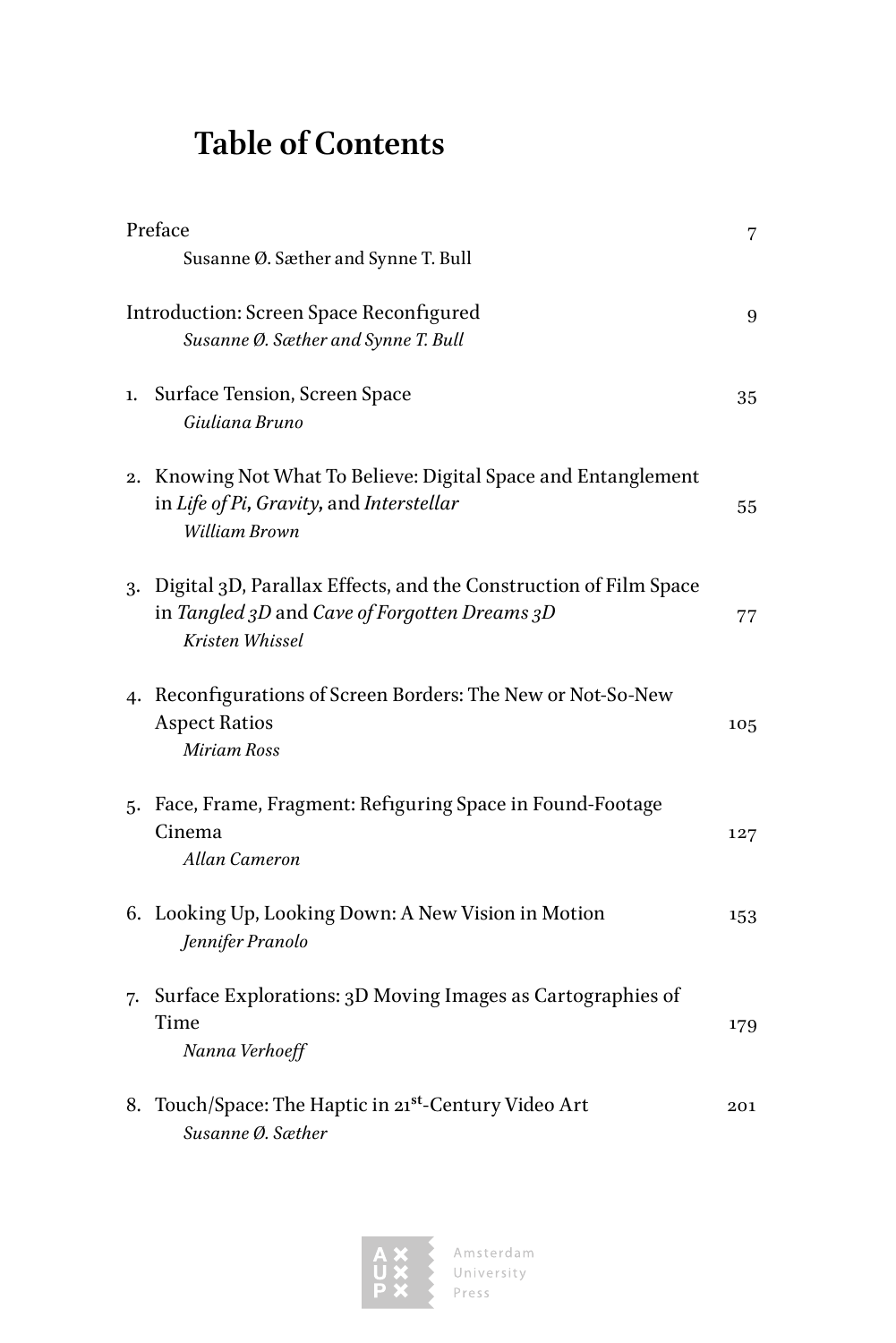# Table of Contents

Preface 7
Susanne Ø. Sæther and Synne T. Bull

Introduction: Screen Space Reconfigured 9
*Susanne Ø. Sæther and Synne T. Bull*

1. Surface Tension, Screen Space 35
*Giuliana Bruno*

2. Knowing Not What To Believe: Digital Space and Entanglement in *Life of Pi*, *Gravity*, and *Interstellar* 55
*William Brown*

3. Digital 3D, Parallax Effects, and the Construction of Film Space in *Tangled 3D* and *Cave of Forgotten Dreams 3D* 77
*Kristen Whissel*

4. Reconfigurations of Screen Borders: The New or Not-So-New Aspect Ratios 105
*Miriam Ross*

5. Face, Frame, Fragment: Refiguring Space in Found-Footage Cinema 127
*Allan Cameron*

6. Looking Up, Looking Down: A New Vision in Motion 153
*Jennifer Pranolo*

7. Surface Explorations: 3D Moving Images as Cartographies of Time 179
*Nanna Verhoeff*

8. Touch/Space: The Haptic in 21st-Century Video Art 201
*Susanne Ø. Sæther*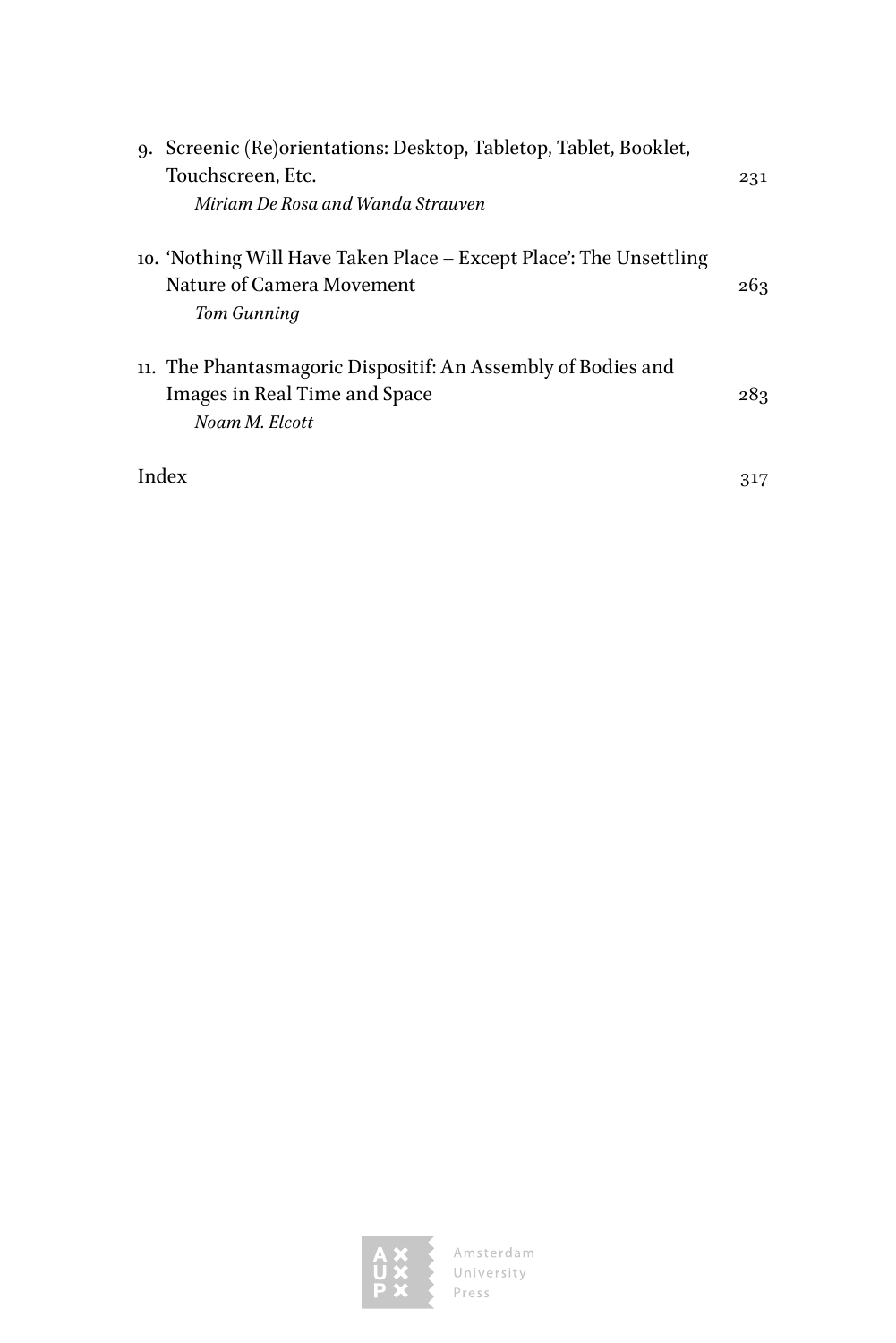9. Screenic (Re)orientations: Desktop, Tabletop, Tablet, Booklet, Touchscreen, Etc. 231
   *Miriam De Rosa and Wanda Strauven*

10. 'Nothing Will Have Taken Place – Except Place': The Unsettling Nature of Camera Movement 263
    *Tom Gunning*

11. The Phantasmagoric Dispositif: An Assembly of Bodies and Images in Real Time and Space 283
    *Noam M. Elcott*

Index 317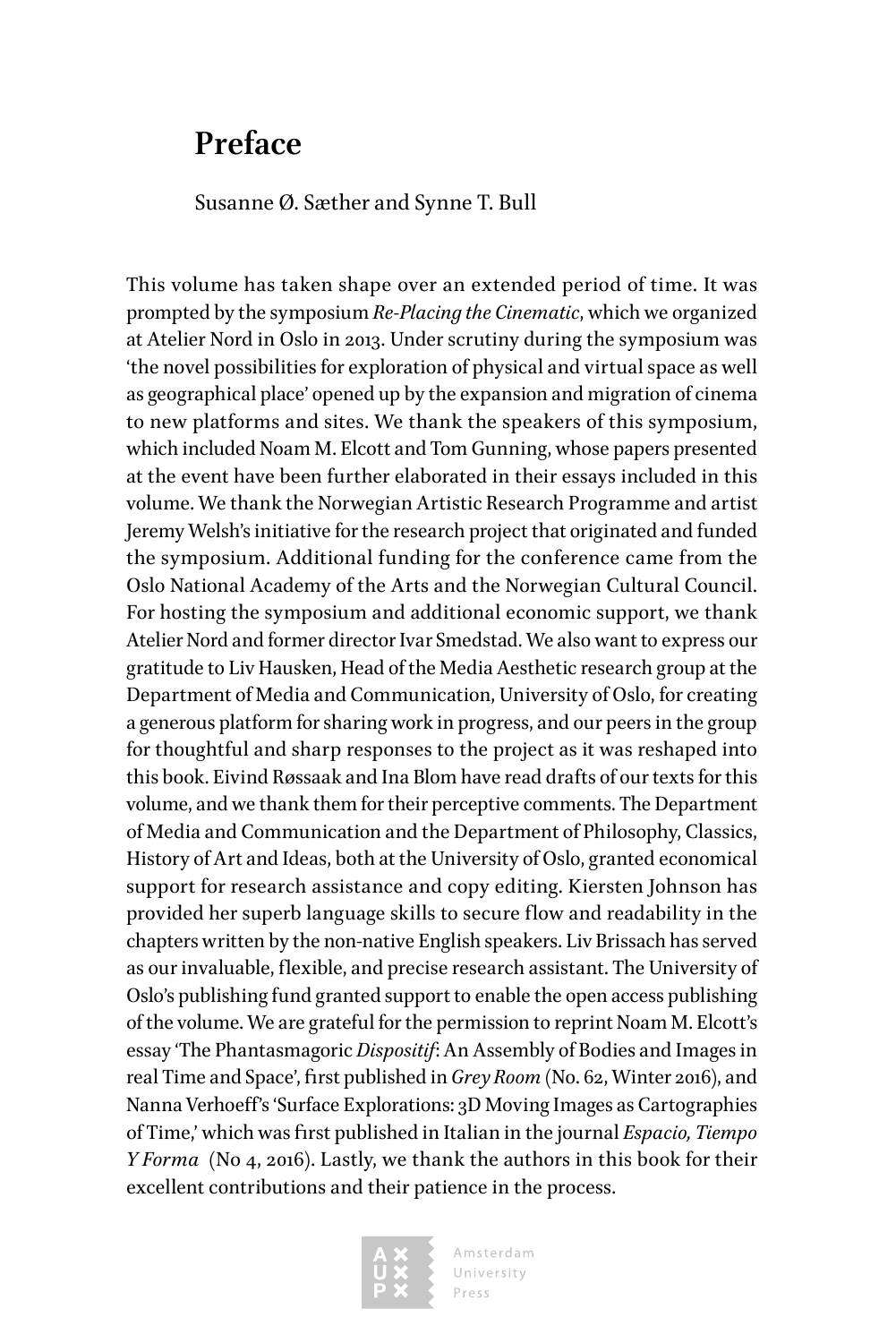# Preface

Susanne Ø. Sæther and Synne T. Bull

This volume has taken shape over an extended period of time. It was prompted by the symposium *Re-Placing the Cinematic*, which we organized at Atelier Nord in Oslo in 2013. Under scrutiny during the symposium was 'the novel possibilities for exploration of physical and virtual space as well as geographical place' opened up by the expansion and migration of cinema to new platforms and sites. We thank the speakers of this symposium, which included Noam M. Elcott and Tom Gunning, whose papers presented at the event have been further elaborated in their essays included in this volume. We thank the Norwegian Artistic Research Programme and artist Jeremy Welsh's initiative for the research project that originated and funded the symposium. Additional funding for the conference came from the Oslo National Academy of the Arts and the Norwegian Cultural Council. For hosting the symposium and additional economic support, we thank Atelier Nord and former director Ivar Smedstad. We also want to express our gratitude to Liv Hausken, Head of the Media Aesthetic research group at the Department of Media and Communication, University of Oslo, for creating a generous platform for sharing work in progress, and our peers in the group for thoughtful and sharp responses to the project as it was reshaped into this book. Eivind Røssaak and Ina Blom have read drafts of our texts for this volume, and we thank them for their perceptive comments. The Department of Media and Communication and the Department of Philosophy, Classics, History of Art and Ideas, both at the University of Oslo, granted economical support for research assistance and copy editing. Kiersten Johnson has provided her superb language skills to secure flow and readability in the chapters written by the non-native English speakers. Liv Brissach has served as our invaluable, flexible, and precise research assistant. The University of Oslo's publishing fund granted support to enable the open access publishing of the volume. We are grateful for the permission to reprint Noam M. Elcott's essay 'The Phantasmagoric *Dispositif*: An Assembly of Bodies and Images in real Time and Space', first published in *Grey Room* (No. 62, Winter 2016), and Nanna Verhoeff's 'Surface Explorations: 3D Moving Images as Cartographies of Time,' which was first published in Italian in the journal *Espacio, Tiempo Y Forma* (No 4, 2016). Lastly, we thank the authors in this book for their excellent contributions and their patience in the process.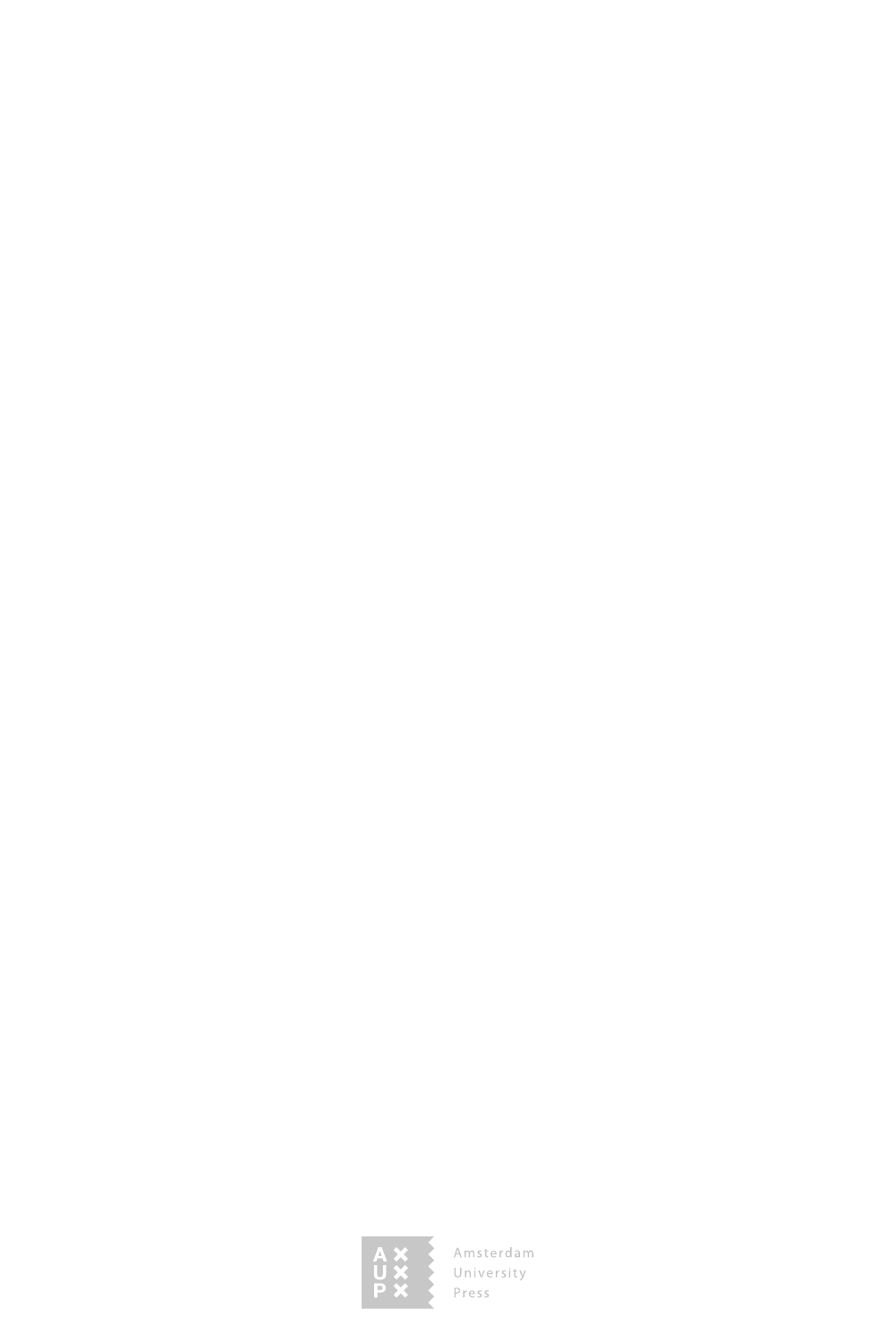Amsterdam University Press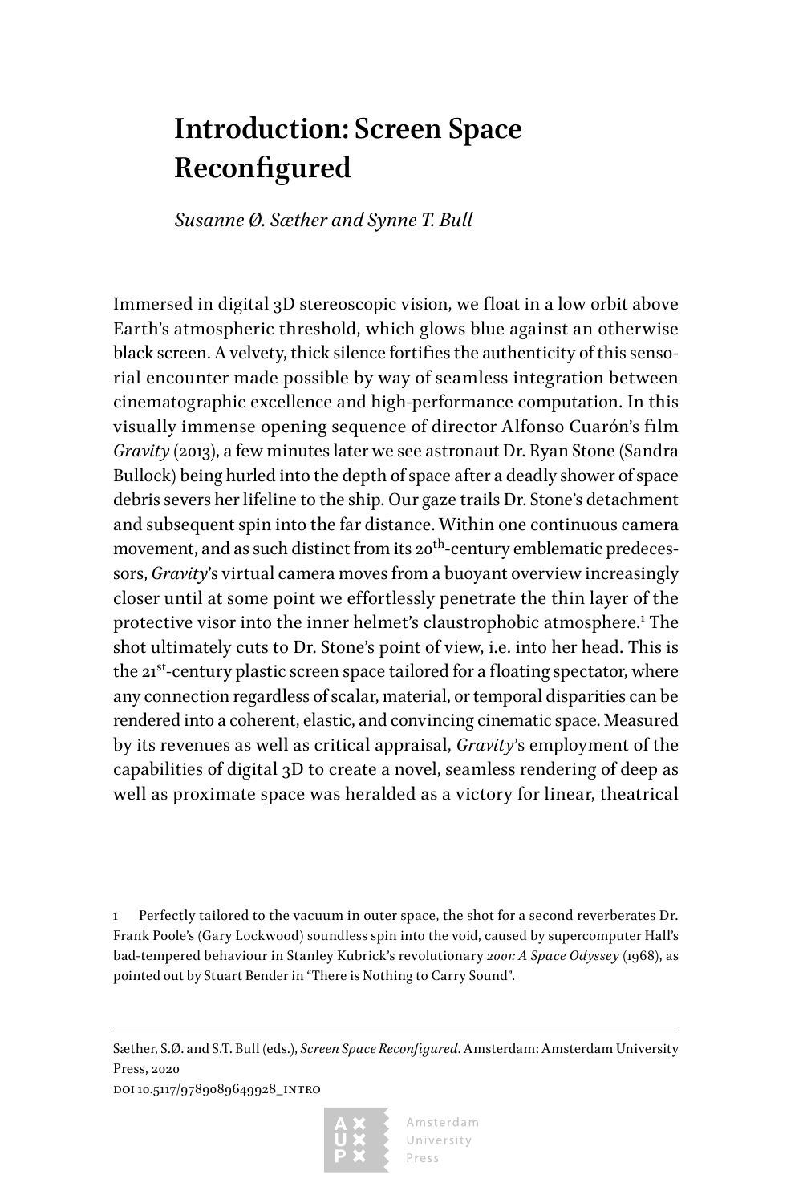# Introduction: Screen Space Reconfigured

*Susanne Ø. Sæther and Synne T. Bull*

Immersed in digital 3D stereoscopic vision, we float in a low orbit above Earth's atmospheric threshold, which glows blue against an otherwise black screen. A velvety, thick silence fortifies the authenticity of this sensorial encounter made possible by way of seamless integration between cinematographic excellence and high-performance computation. In this visually immense opening sequence of director Alfonso Cuarón's film *Gravity* (2013), a few minutes later we see astronaut Dr. Ryan Stone (Sandra Bullock) being hurled into the depth of space after a deadly shower of space debris severs her lifeline to the ship. Our gaze trails Dr. Stone's detachment and subsequent spin into the far distance. Within one continuous camera movement, and as such distinct from its 20th-century emblematic predecessors, *Gravity*'s virtual camera moves from a buoyant overview increasingly closer until at some point we effortlessly penetrate the thin layer of the protective visor into the inner helmet's claustrophobic atmosphere.[1] The shot ultimately cuts to Dr. Stone's point of view, i.e. into her head. This is the 21st-century plastic screen space tailored for a floating spectator, where any connection regardless of scalar, material, or temporal disparities can be rendered into a coherent, elastic, and convincing cinematic space. Measured by its revenues as well as critical appraisal, *Gravity*'s employment of the capabilities of digital 3D to create a novel, seamless rendering of deep as well as proximate space was heralded as a victory for linear, theatrical

1 Perfectly tailored to the vacuum in outer space, the shot for a second reverberates Dr. Frank Poole's (Gary Lockwood) soundless spin into the void, caused by supercomputer Hall's bad-tempered behaviour in Stanley Kubrick's revolutionary *2001: A Space Odyssey* (1968), as pointed out by Stuart Bender in "There is Nothing to Carry Sound".

Sæther, S.Ø. and S.T. Bull (eds.), *Screen Space Reconfigured*. Amsterdam: Amsterdam University Press, 2020
DOI 10.5117/9789089649928_INTRO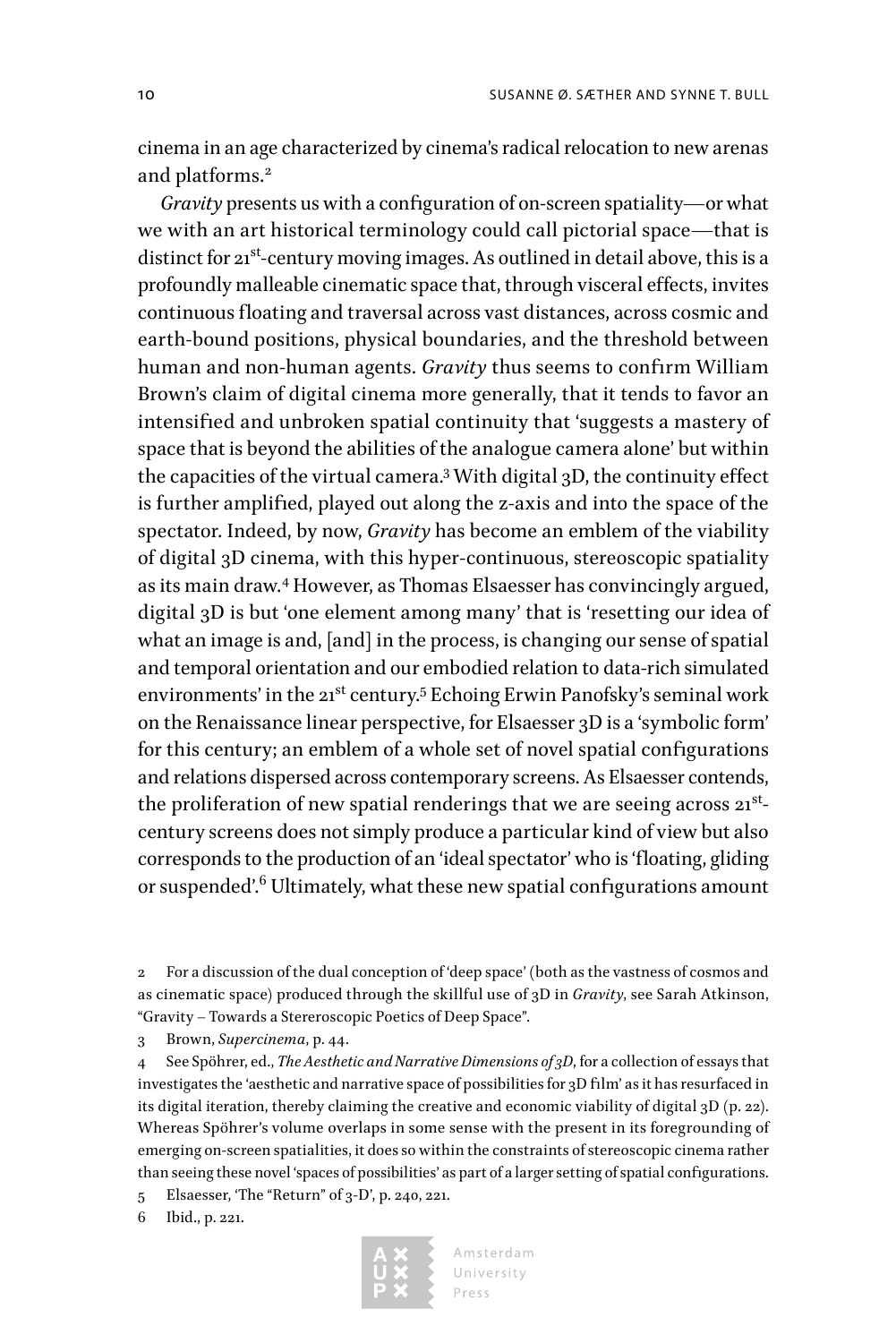cinema in an age characterized by cinema's radical relocation to new arenas and platforms.[2]

*Gravity* presents us with a configuration of on-screen spatiality—or what we with an art historical terminology could call pictorial space—that is distinct for 21st-century moving images. As outlined in detail above, this is a profoundly malleable cinematic space that, through visceral effects, invites continuous floating and traversal across vast distances, across cosmic and earth-bound positions, physical boundaries, and the threshold between human and non-human agents. *Gravity* thus seems to confirm William Brown's claim of digital cinema more generally, that it tends to favor an intensified and unbroken spatial continuity that 'suggests a mastery of space that is beyond the abilities of the analogue camera alone' but within the capacities of the virtual camera.[3] With digital 3D, the continuity effect is further amplified, played out along the z-axis and into the space of the spectator. Indeed, by now, *Gravity* has become an emblem of the viability of digital 3D cinema, with this hyper-continuous, stereoscopic spatiality as its main draw.[4] However, as Thomas Elsaesser has convincingly argued, digital 3D is but 'one element among many' that is 'resetting our idea of what an image is and, [and] in the process, is changing our sense of spatial and temporal orientation and our embodied relation to data-rich simulated environments' in the 21st century.[5] Echoing Erwin Panofsky's seminal work on the Renaissance linear perspective, for Elsaesser 3D is a 'symbolic form' for this century; an emblem of a whole set of novel spatial configurations and relations dispersed across contemporary screens. As Elsaesser contends, the proliferation of new spatial renderings that we are seeing across 21st-century screens does not simply produce a particular kind of view but also corresponds to the production of an 'ideal spectator' who is 'floating, gliding or suspended'.[6] Ultimately, what these new spatial configurations amount

2 For a discussion of the dual conception of 'deep space' (both as the vastness of cosmos and as cinematic space) produced through the skillful use of 3D in *Gravity*, see Sarah Atkinson, "Gravity – Towards a Stereroscopic Poetics of Deep Space".

3 Brown, *Supercinema*, p. 44.

4 See Spöhrer, ed., *The Aesthetic and Narrative Dimensions of 3D*, for a collection of essays that investigates the 'aesthetic and narrative space of possibilities for 3D film' as it has resurfaced in its digital iteration, thereby claiming the creative and economic viability of digital 3D (p. 22). Whereas Spöhrer's volume overlaps in some sense with the present in its foregrounding of emerging on-screen spatialities, it does so within the constraints of stereoscopic cinema rather than seeing these novel 'spaces of possibilities' as part of a larger setting of spatial configurations.

5 Elsaesser, 'The "Return" of 3-D', p. 240, 221.

6 Ibid., p. 221.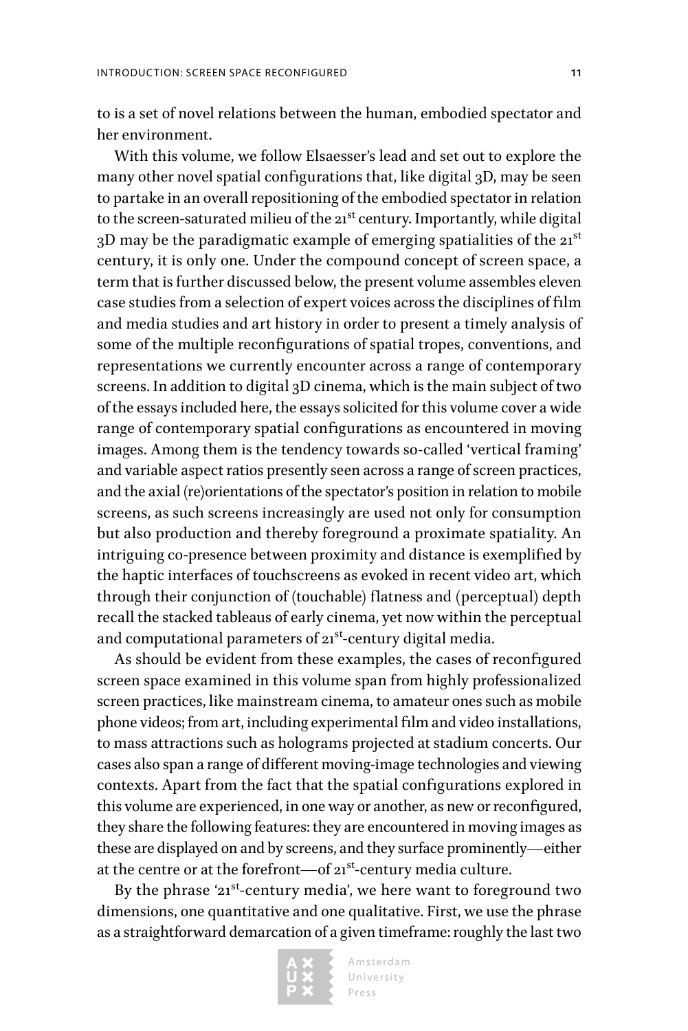to is a set of novel relations between the human, embodied spectator and her environment.

With this volume, we follow Elsaesser's lead and set out to explore the many other novel spatial configurations that, like digital 3D, may be seen to partake in an overall repositioning of the embodied spectator in relation to the screen-saturated milieu of the 21st century. Importantly, while digital 3D may be the paradigmatic example of emerging spatialities of the 21st century, it is only one. Under the compound concept of screen space, a term that is further discussed below, the present volume assembles eleven case studies from a selection of expert voices across the disciplines of film and media studies and art history in order to present a timely analysis of some of the multiple reconfigurations of spatial tropes, conventions, and representations we currently encounter across a range of contemporary screens. In addition to digital 3D cinema, which is the main subject of two of the essays included here, the essays solicited for this volume cover a wide range of contemporary spatial configurations as encountered in moving images. Among them is the tendency towards so-called 'vertical framing' and variable aspect ratios presently seen across a range of screen practices, and the axial (re)orientations of the spectator's position in relation to mobile screens, as such screens increasingly are used not only for consumption but also production and thereby foreground a proximate spatiality. An intriguing co-presence between proximity and distance is exemplified by the haptic interfaces of touchscreens as evoked in recent video art, which through their conjunction of (touchable) flatness and (perceptual) depth recall the stacked tableaus of early cinema, yet now within the perceptual and computational parameters of 21st-century digital media.

As should be evident from these examples, the cases of reconfigured screen space examined in this volume span from highly professionalized screen practices, like mainstream cinema, to amateur ones such as mobile phone videos; from art, including experimental film and video installations, to mass attractions such as holograms projected at stadium concerts. Our cases also span a range of different moving-image technologies and viewing contexts. Apart from the fact that the spatial configurations explored in this volume are experienced, in one way or another, as new or reconfigured, they share the following features: they are encountered in moving images as these are displayed on and by screens, and they surface prominently—either at the centre or at the forefront—of 21st-century media culture.

By the phrase '21st-century media', we here want to foreground two dimensions, one quantitative and one qualitative. First, we use the phrase as a straightforward demarcation of a given timeframe: roughly the last two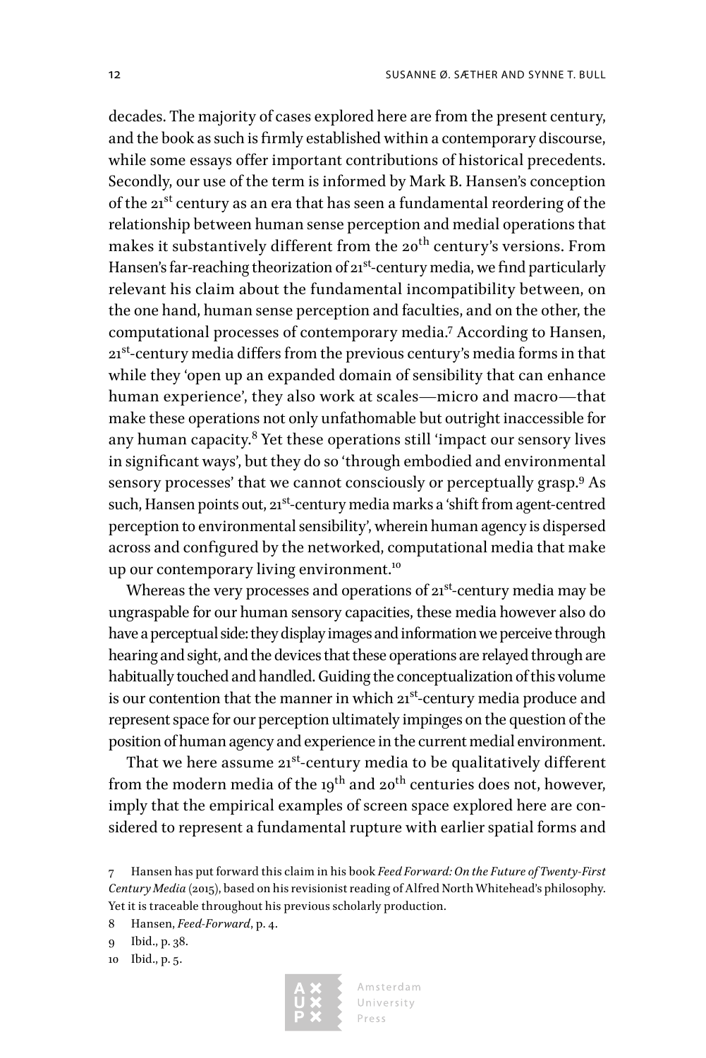decades. The majority of cases explored here are from the present century, and the book as such is firmly established within a contemporary discourse, while some essays offer important contributions of historical precedents. Secondly, our use of the term is informed by Mark B. Hansen's conception of the 21st century as an era that has seen a fundamental reordering of the relationship between human sense perception and medial operations that makes it substantively different from the 20th century's versions. From Hansen's far-reaching theorization of 21st-century media, we find particularly relevant his claim about the fundamental incompatibility between, on the one hand, human sense perception and faculties, and on the other, the computational processes of contemporary media.[7] According to Hansen, 21st-century media differs from the previous century's media forms in that while they 'open up an expanded domain of sensibility that can enhance human experience', they also work at scales—micro and macro—that make these operations not only unfathomable but outright inaccessible for any human capacity.[8] Yet these operations still 'impact our sensory lives in significant ways', but they do so 'through embodied and environmental sensory processes' that we cannot consciously or perceptually grasp.[9] As such, Hansen points out, 21st-century media marks a 'shift from agent-centred perception to environmental sensibility', wherein human agency is dispersed across and configured by the networked, computational media that make up our contemporary living environment.[10]

Whereas the very processes and operations of 21st-century media may be ungraspable for our human sensory capacities, these media however also do have a perceptual side: they display images and information we perceive through hearing and sight, and the devices that these operations are relayed through are habitually touched and handled. Guiding the conceptualization of this volume is our contention that the manner in which 21st-century media produce and represent space for our perception ultimately impinges on the question of the position of human agency and experience in the current medial environment.

That we here assume 21st-century media to be qualitatively different from the modern media of the 19th and 20th centuries does not, however, imply that the empirical examples of screen space explored here are considered to represent a fundamental rupture with earlier spatial forms and

7 Hansen has put forward this claim in his book *Feed Forward: On the Future of Twenty-First Century Media* (2015), based on his revisionist reading of Alfred North Whitehead's philosophy. Yet it is traceable throughout his previous scholarly production.

8 Hansen, *Feed-Forward*, p. 4.

9 Ibid., p. 38.

10 Ibid., p. 5.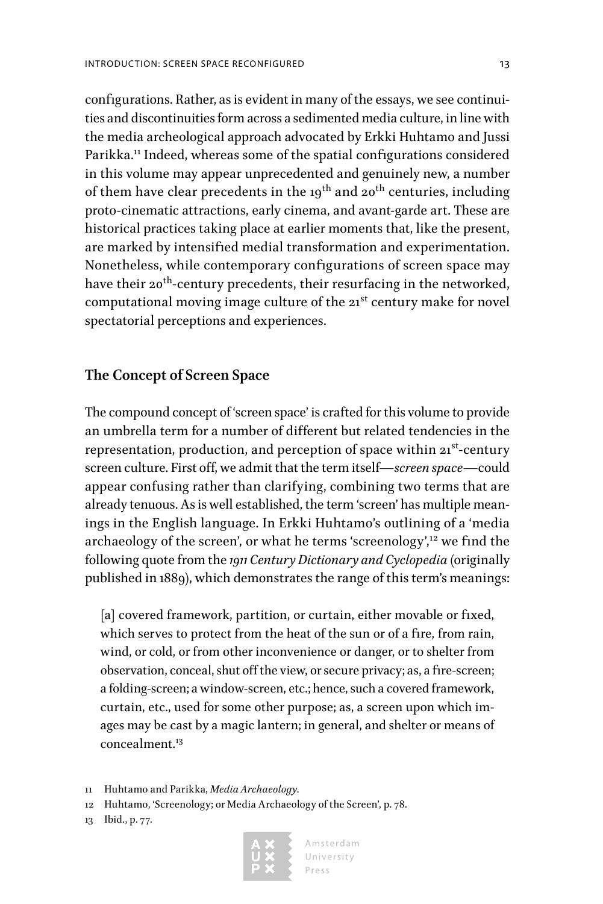configurations. Rather, as is evident in many of the essays, we see continuities and discontinuities form across a sedimented media culture, in line with the media archeological approach advocated by Erkki Huhtamo and Jussi Parikka.[11] Indeed, whereas some of the spatial configurations considered in this volume may appear unprecedented and genuinely new, a number of them have clear precedents in the 19th and 20th centuries, including proto-cinematic attractions, early cinema, and avant-garde art. These are historical practices taking place at earlier moments that, like the present, are marked by intensified medial transformation and experimentation. Nonetheless, while contemporary configurations of screen space may have their 20th-century precedents, their resurfacing in the networked, computational moving image culture of the 21st century make for novel spectatorial perceptions and experiences.

## The Concept of Screen Space

The compound concept of 'screen space' is crafted for this volume to provide an umbrella term for a number of different but related tendencies in the representation, production, and perception of space within 21st-century screen culture. First off, we admit that the term itself—*screen space*—could appear confusing rather than clarifying, combining two terms that are already tenuous. As is well established, the term 'screen' has multiple meanings in the English language. In Erkki Huhtamo's outlining of a 'media archaeology of the screen', or what he terms 'screenology',[12] we find the following quote from the *1911 Century Dictionary and Cyclopedia* (originally published in 1889), which demonstrates the range of this term's meanings:

> [a] covered framework, partition, or curtain, either movable or fixed, which serves to protect from the heat of the sun or of a fire, from rain, wind, or cold, or from other inconvenience or danger, or to shelter from observation, conceal, shut off the view, or secure privacy; as, a fire-screen; a folding-screen; a window-screen, etc.; hence, such a covered framework, curtain, etc., used for some other purpose; as, a screen upon which images may be cast by a magic lantern; in general, and shelter or means of concealment.[13]

11 Huhtamo and Parikka, *Media Archaeology*.

12 Huhtamo, 'Screenology; or Media Archaeology of the Screen', p. 78.

13 Ibid., p. 77.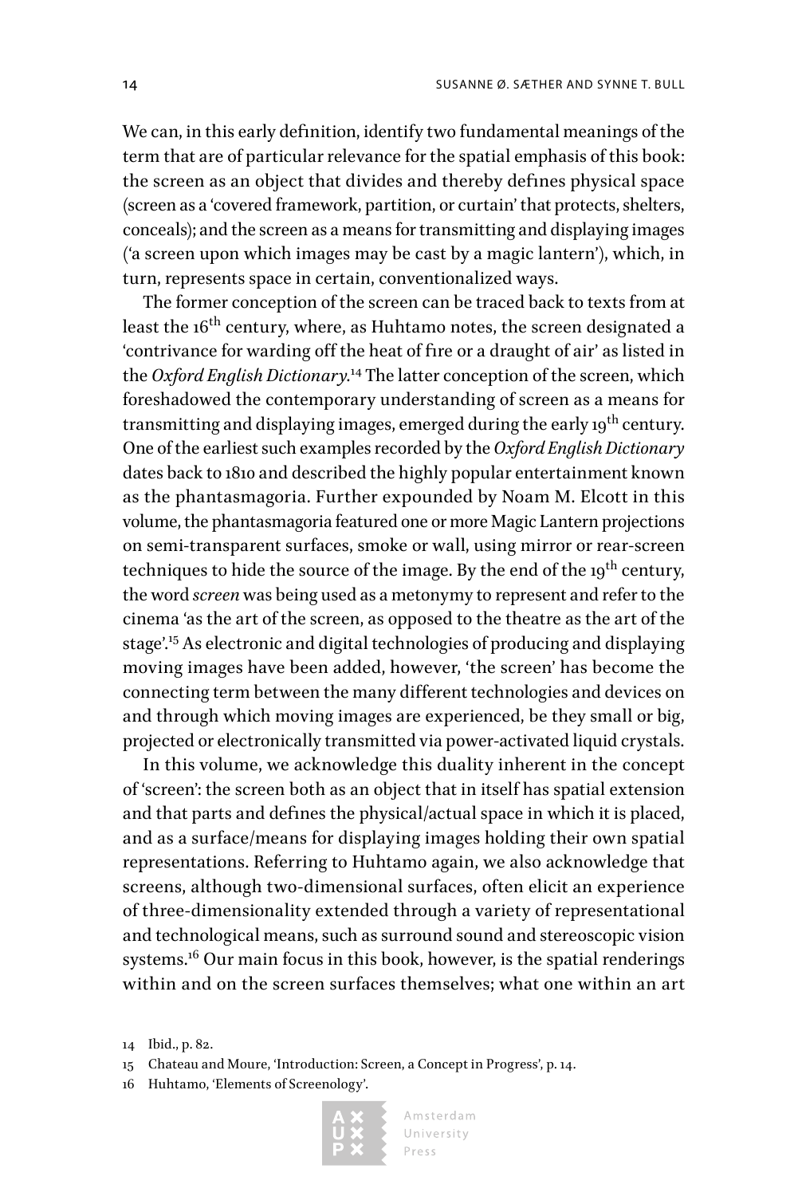We can, in this early definition, identify two fundamental meanings of the term that are of particular relevance for the spatial emphasis of this book: the screen as an object that divides and thereby defines physical space (screen as a 'covered framework, partition, or curtain' that protects, shelters, conceals); and the screen as a means for transmitting and displaying images ('a screen upon which images may be cast by a magic lantern'), which, in turn, represents space in certain, conventionalized ways.

The former conception of the screen can be traced back to texts from at least the 16th century, where, as Huhtamo notes, the screen designated a 'contrivance for warding off the heat of fire or a draught of air' as listed in the *Oxford English Dictionary*.[14] The latter conception of the screen, which foreshadowed the contemporary understanding of screen as a means for transmitting and displaying images, emerged during the early 19th century. One of the earliest such examples recorded by the *Oxford English Dictionary* dates back to 1810 and described the highly popular entertainment known as the phantasmagoria. Further expounded by Noam M. Elcott in this volume, the phantasmagoria featured one or more Magic Lantern projections on semi-transparent surfaces, smoke or wall, using mirror or rear-screen techniques to hide the source of the image. By the end of the 19th century, the word *screen* was being used as a metonymy to represent and refer to the cinema 'as the art of the screen, as opposed to the theatre as the art of the stage'.[15] As electronic and digital technologies of producing and displaying moving images have been added, however, 'the screen' has become the connecting term between the many different technologies and devices on and through which moving images are experienced, be they small or big, projected or electronically transmitted via power-activated liquid crystals.

In this volume, we acknowledge this duality inherent in the concept of 'screen': the screen both as an object that in itself has spatial extension and that parts and defines the physical/actual space in which it is placed, and as a surface/means for displaying images holding their own spatial representations. Referring to Huhtamo again, we also acknowledge that screens, although two-dimensional surfaces, often elicit an experience of three-dimensionality extended through a variety of representational and technological means, such as surround sound and stereoscopic vision systems.[16] Our main focus in this book, however, is the spatial renderings within and on the screen surfaces themselves; what one within an art

14 Ibid., p. 82.

15 Chateau and Moure, 'Introduction: Screen, a Concept in Progress', p. 14.

16 Huhtamo, 'Elements of Screenology'.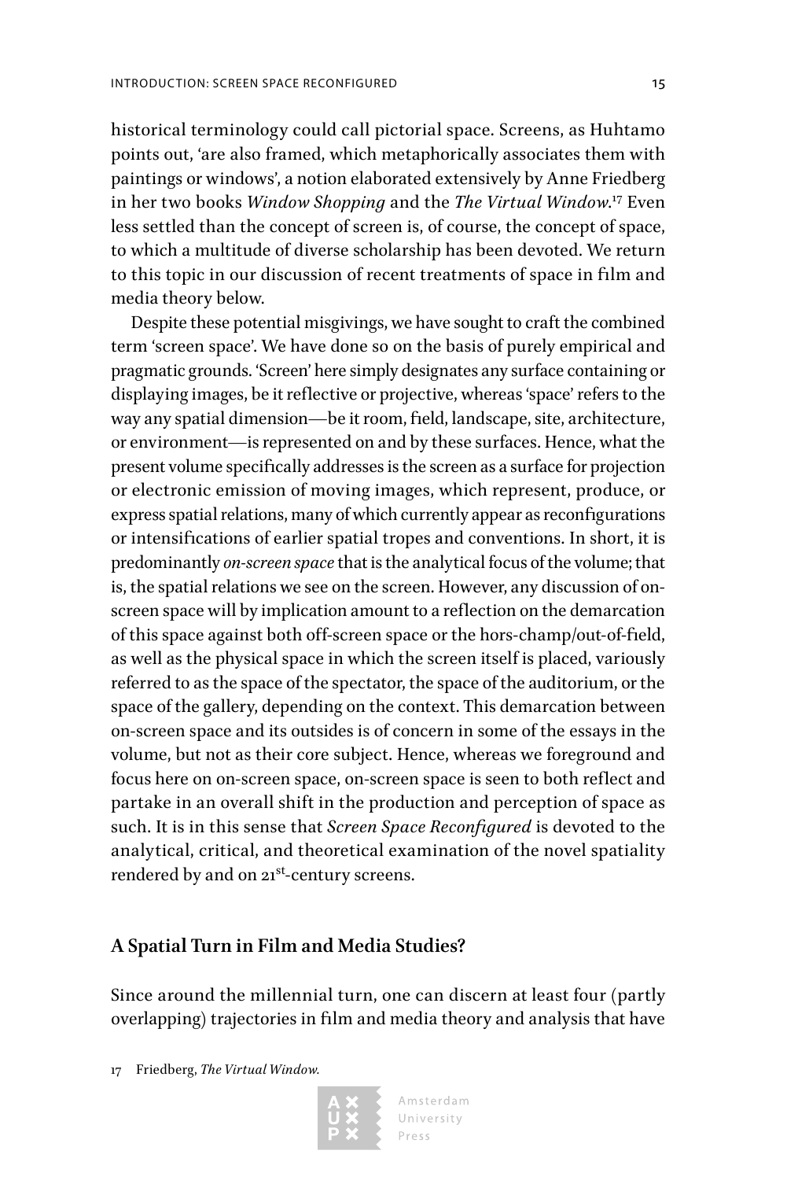historical terminology could call pictorial space. Screens, as Huhtamo points out, 'are also framed, which metaphorically associates them with paintings or windows', a notion elaborated extensively by Anne Friedberg in her two books *Window Shopping* and the *The Virtual Window*.[17] Even less settled than the concept of screen is, of course, the concept of space, to which a multitude of diverse scholarship has been devoted. We return to this topic in our discussion of recent treatments of space in film and media theory below.

Despite these potential misgivings, we have sought to craft the combined term 'screen space'. We have done so on the basis of purely empirical and pragmatic grounds. 'Screen' here simply designates any surface containing or displaying images, be it reflective or projective, whereas 'space' refers to the way any spatial dimension—be it room, field, landscape, site, architecture, or environment—is represented on and by these surfaces. Hence, what the present volume specifically addresses is the screen as a surface for projection or electronic emission of moving images, which represent, produce, or express spatial relations, many of which currently appear as reconfigurations or intensifications of earlier spatial tropes and conventions. In short, it is predominantly *on-screen space* that is the analytical focus of the volume; that is, the spatial relations we see on the screen. However, any discussion of on-screen space will by implication amount to a reflection on the demarcation of this space against both off-screen space or the hors-champ/out-of-field, as well as the physical space in which the screen itself is placed, variously referred to as the space of the spectator, the space of the auditorium, or the space of the gallery, depending on the context. This demarcation between on-screen space and its outsides is of concern in some of the essays in the volume, but not as their core subject. Hence, whereas we foreground and focus here on on-screen space, on-screen space is seen to both reflect and partake in an overall shift in the production and perception of space as such. It is in this sense that *Screen Space Reconfigured* is devoted to the analytical, critical, and theoretical examination of the novel spatiality rendered by and on 21st-century screens.

## A Spatial Turn in Film and Media Studies?

Since around the millennial turn, one can discern at least four (partly overlapping) trajectories in film and media theory and analysis that have

17 Friedberg, *The Virtual Window*.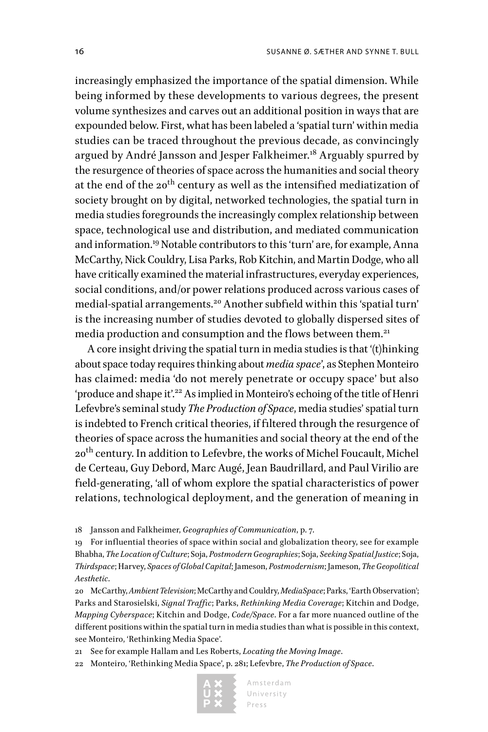increasingly emphasized the importance of the spatial dimension. While being informed by these developments to various degrees, the present volume synthesizes and carves out an additional position in ways that are expounded below. First, what has been labeled a 'spatial turn' within media studies can be traced throughout the previous decade, as convincingly argued by André Jansson and Jesper Falkheimer.[18] Arguably spurred by the resurgence of theories of space across the humanities and social theory at the end of the 20th century as well as the intensified mediatization of society brought on by digital, networked technologies, the spatial turn in media studies foregrounds the increasingly complex relationship between space, technological use and distribution, and mediated communication and information.[19] Notable contributors to this 'turn' are, for example, Anna McCarthy, Nick Couldry, Lisa Parks, Rob Kitchin, and Martin Dodge, who all have critically examined the material infrastructures, everyday experiences, social conditions, and/or power relations produced across various cases of medial-spatial arrangements.[20] Another subfield within this 'spatial turn' is the increasing number of studies devoted to globally dispersed sites of media production and consumption and the flows between them.[21]

A core insight driving the spatial turn in media studies is that '(t)hinking about space today requires thinking about *media space*', as Stephen Monteiro has claimed: media 'do not merely penetrate or occupy space' but also 'produce and shape it'.[22] As implied in Monteiro's echoing of the title of Henri Lefevbre's seminal study *The Production of Space*, media studies' spatial turn is indebted to French critical theories, if filtered through the resurgence of theories of space across the humanities and social theory at the end of the 20th century. In addition to Lefevbre, the works of Michel Foucault, Michel de Certeau, Guy Debord, Marc Augé, Jean Baudrillard, and Paul Virilio are field-generating, 'all of whom explore the spatial characteristics of power relations, technological deployment, and the generation of meaning in

18 Jansson and Falkheimer, *Geographies of Communication*, p. 7.

19 For influential theories of space within social and globalization theory, see for example Bhabha, *The Location of Culture*; Soja, *Postmodern Geographies*; Soja, *Seeking Spatial Justice*; Soja, *Thirdspace*; Harvey, *Spaces of Global Capital*; Jameson, *Postmodernism*; Jameson, *The Geopolitical Aesthetic*.

20 McCarthy, *Ambient Television*; McCarthy and Couldry, *MediaSpace*; Parks, 'Earth Observation'; Parks and Starosielski, *Signal Traffic*; Parks, *Rethinking Media Coverage*; Kitchin and Dodge, *Mapping Cyberspace*; Kitchin and Dodge, *Code/Space*. For a far more nuanced outline of the different positions within the spatial turn in media studies than what is possible in this context, see Monteiro, 'Rethinking Media Space'.

21 See for example Hallam and Les Roberts, *Locating the Moving Image*.

22 Monteiro, 'Rethinking Media Space', p. 281; Lefevbre, *The Production of Space*.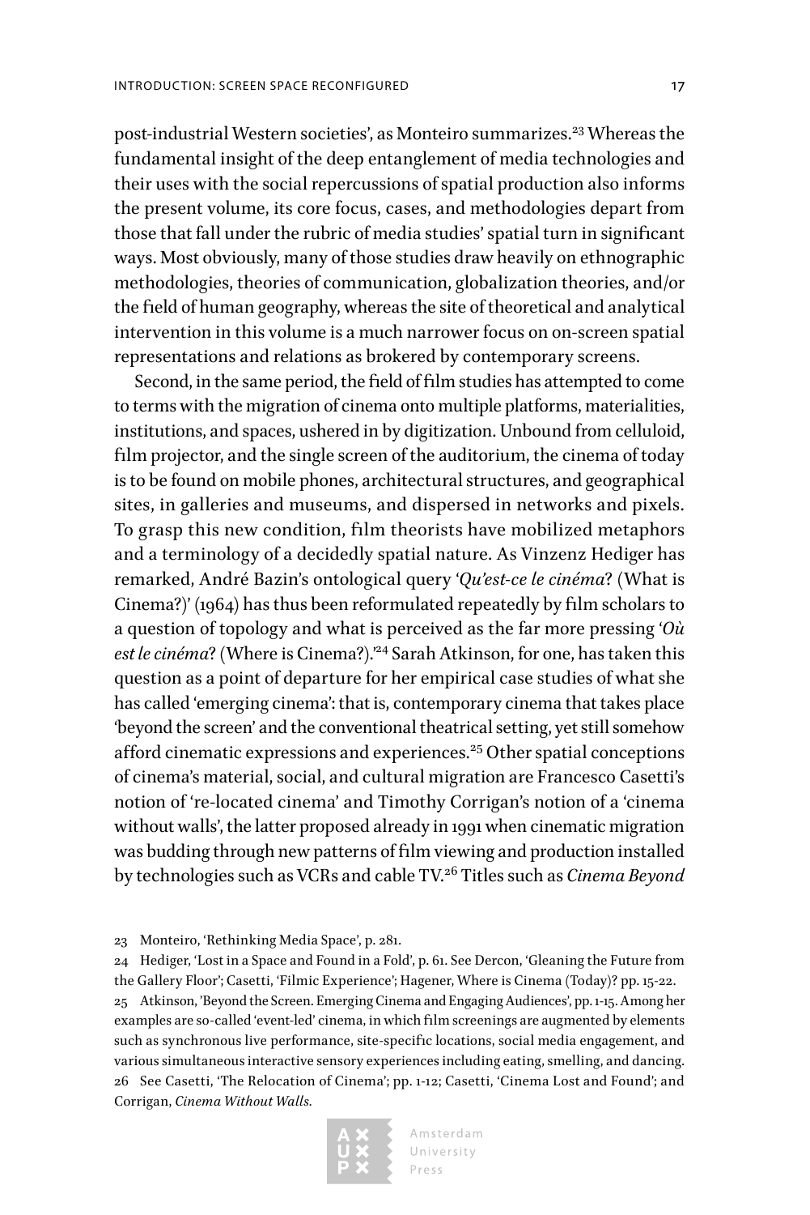post-industrial Western societies', as Monteiro summarizes.[23] Whereas the fundamental insight of the deep entanglement of media technologies and their uses with the social repercussions of spatial production also informs the present volume, its core focus, cases, and methodologies depart from those that fall under the rubric of media studies' spatial turn in significant ways. Most obviously, many of those studies draw heavily on ethnographic methodologies, theories of communication, globalization theories, and/or the field of human geography, whereas the site of theoretical and analytical intervention in this volume is a much narrower focus on on-screen spatial representations and relations as brokered by contemporary screens.

Second, in the same period, the field of film studies has attempted to come to terms with the migration of cinema onto multiple platforms, materialities, institutions, and spaces, ushered in by digitization. Unbound from celluloid, film projector, and the single screen of the auditorium, the cinema of today is to be found on mobile phones, architectural structures, and geographical sites, in galleries and museums, and dispersed in networks and pixels. To grasp this new condition, film theorists have mobilized metaphors and a terminology of a decidedly spatial nature. As Vinzenz Hediger has remarked, André Bazin's ontological query '*Qu'est-ce le cinéma*? (What is Cinema?)' (1964) has thus been reformulated repeatedly by film scholars to a question of topology and what is perceived as the far more pressing '*Où est le cinéma*? (Where is Cinema?).'[24] Sarah Atkinson, for one, has taken this question as a point of departure for her empirical case studies of what she has called 'emerging cinema': that is, contemporary cinema that takes place 'beyond the screen' and the conventional theatrical setting, yet still somehow afford cinematic expressions and experiences.[25] Other spatial conceptions of cinema's material, social, and cultural migration are Francesco Casetti's notion of 're-located cinema' and Timothy Corrigan's notion of a 'cinema without walls', the latter proposed already in 1991 when cinematic migration was budding through new patterns of film viewing and production installed by technologies such as VCRs and cable TV.[26] Titles such as *Cinema Beyond*

23 Monteiro, 'Rethinking Media Space', p. 281.

24 Hediger, 'Lost in a Space and Found in a Fold', p. 61. See Dercon, 'Gleaning the Future from the Gallery Floor'; Casetti, 'Filmic Experience'; Hagener, Where is Cinema (Today)? pp. 15-22.

25 Atkinson, 'Beyond the Screen. Emerging Cinema and Engaging Audiences', pp. 1-15. Among her examples are so-called 'event-led' cinema, in which film screenings are augmented by elements such as synchronous live performance, site-specific locations, social media engagement, and various simultaneous interactive sensory experiences including eating, smelling, and dancing.

26 See Casetti, 'The Relocation of Cinema'; pp. 1-12; Casetti, 'Cinema Lost and Found'; and Corrigan, *Cinema Without Walls.*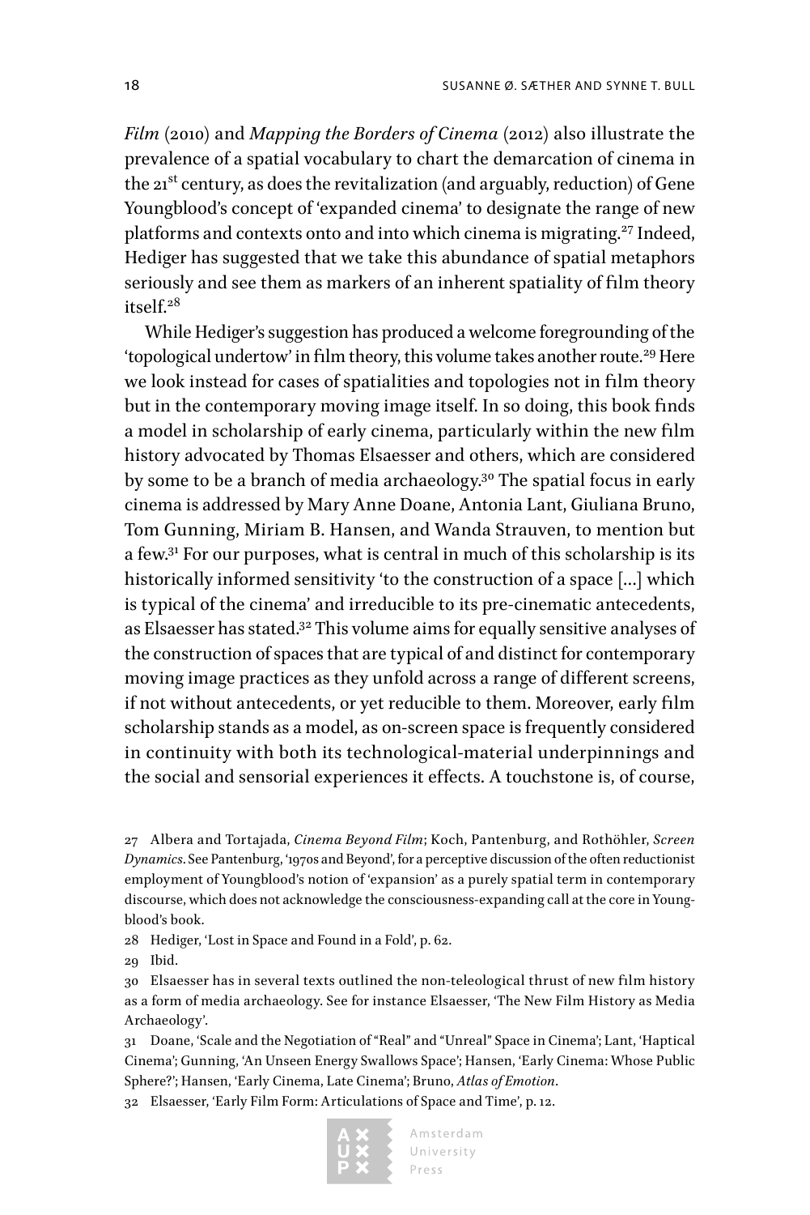*Film* (2010) and *Mapping the Borders of Cinema* (2012) also illustrate the prevalence of a spatial vocabulary to chart the demarcation of cinema in the 21st century, as does the revitalization (and arguably, reduction) of Gene Youngblood's concept of 'expanded cinema' to designate the range of new platforms and contexts onto and into which cinema is migrating.[27] Indeed, Hediger has suggested that we take this abundance of spatial metaphors seriously and see them as markers of an inherent spatiality of film theory itself.[28]

While Hediger's suggestion has produced a welcome foregrounding of the 'topological undertow' in film theory, this volume takes another route.[29] Here we look instead for cases of spatialities and topologies not in film theory but in the contemporary moving image itself. In so doing, this book finds a model in scholarship of early cinema, particularly within the new film history advocated by Thomas Elsaesser and others, which are considered by some to be a branch of media archaeology.[30] The spatial focus in early cinema is addressed by Mary Anne Doane, Antonia Lant, Giuliana Bruno, Tom Gunning, Miriam B. Hansen, and Wanda Strauven, to mention but a few.[31] For our purposes, what is central in much of this scholarship is its historically informed sensitivity 'to the construction of a space [...] which is typical of the cinema' and irreducible to its pre-cinematic antecedents, as Elsaesser has stated.[32] This volume aims for equally sensitive analyses of the construction of spaces that are typical of and distinct for contemporary moving image practices as they unfold across a range of different screens, if not without antecedents, or yet reducible to them. Moreover, early film scholarship stands as a model, as on-screen space is frequently considered in continuity with both its technological-material underpinnings and the social and sensorial experiences it effects. A touchstone is, of course,

27 Albera and Tortajada, *Cinema Beyond Film*; Koch, Pantenburg, and Rothöhler, *Screen Dynamics*. See Pantenburg, '1970s and Beyond', for a perceptive discussion of the often reductionist employment of Youngblood's notion of 'expansion' as a purely spatial term in contemporary discourse, which does not acknowledge the consciousness-expanding call at the core in Youngblood's book.

28 Hediger, 'Lost in Space and Found in a Fold', p. 62.

29 Ibid.

30 Elsaesser has in several texts outlined the non-teleological thrust of new film history as a form of media archaeology. See for instance Elsaesser, 'The New Film History as Media Archaeology'.

31 Doane, 'Scale and the Negotiation of "Real" and "Unreal" Space in Cinema'; Lant, 'Haptical Cinema'; Gunning, 'An Unseen Energy Swallows Space'; Hansen, 'Early Cinema: Whose Public Sphere?'; Hansen, 'Early Cinema, Late Cinema'; Bruno, *Atlas of Emotion*.

32 Elsaesser, 'Early Film Form: Articulations of Space and Time', p. 12.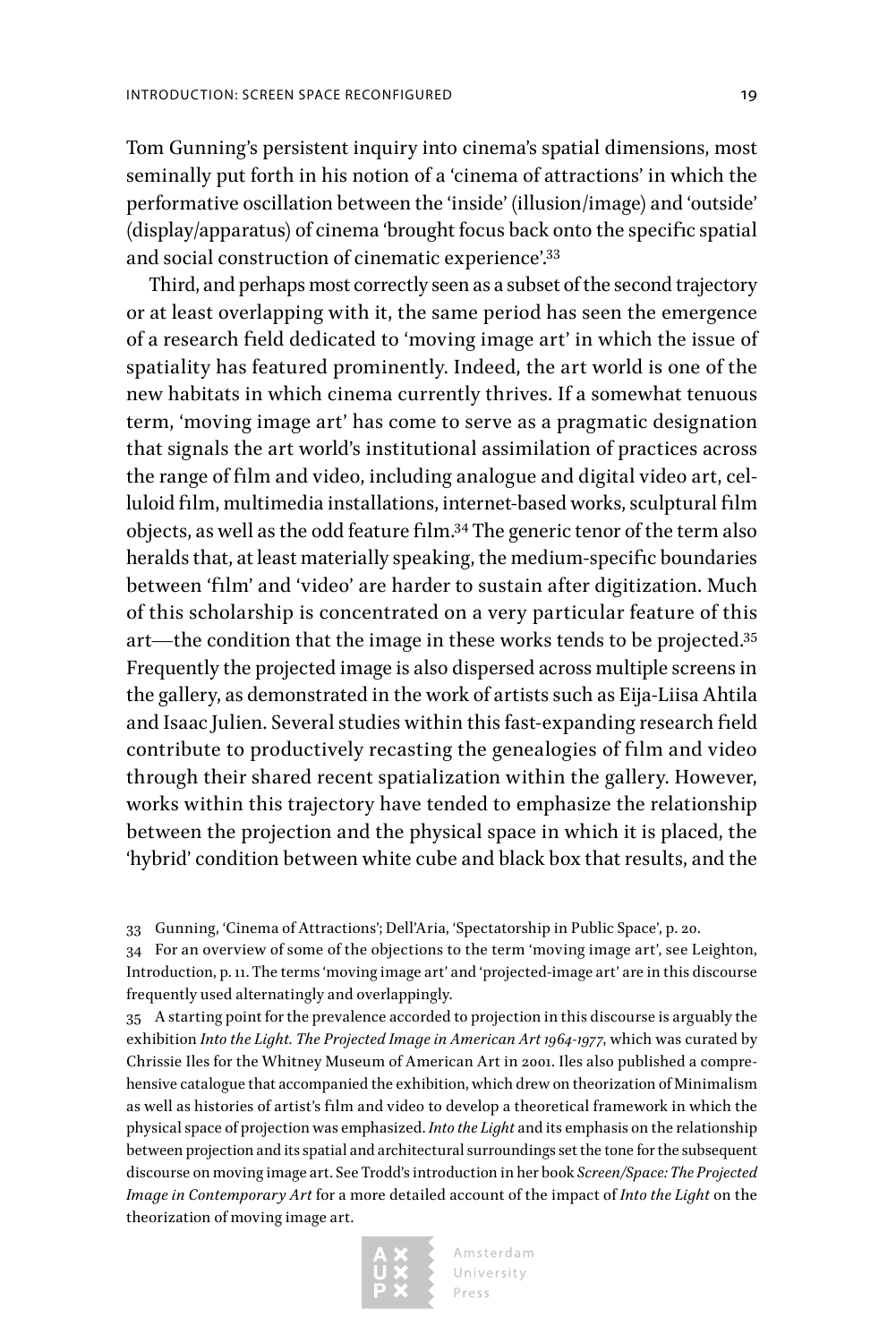Tom Gunning's persistent inquiry into cinema's spatial dimensions, most seminally put forth in his notion of a 'cinema of attractions' in which the performative oscillation between the 'inside' (illusion/image) and 'outside' (display/apparatus) of cinema 'brought focus back onto the specific spatial and social construction of cinematic experience'.[33]

Third, and perhaps most correctly seen as a subset of the second trajectory or at least overlapping with it, the same period has seen the emergence of a research field dedicated to 'moving image art' in which the issue of spatiality has featured prominently. Indeed, the art world is one of the new habitats in which cinema currently thrives. If a somewhat tenuous term, 'moving image art' has come to serve as a pragmatic designation that signals the art world's institutional assimilation of practices across the range of film and video, including analogue and digital video art, celluloid film, multimedia installations, internet-based works, sculptural film objects, as well as the odd feature film.[34] The generic tenor of the term also heralds that, at least materially speaking, the medium-specific boundaries between 'film' and 'video' are harder to sustain after digitization. Much of this scholarship is concentrated on a very particular feature of this art—the condition that the image in these works tends to be projected.[35] Frequently the projected image is also dispersed across multiple screens in the gallery, as demonstrated in the work of artists such as Eija-Liisa Ahtila and Isaac Julien. Several studies within this fast-expanding research field contribute to productively recasting the genealogies of film and video through their shared recent spatialization within the gallery. However, works within this trajectory have tended to emphasize the relationship between the projection and the physical space in which it is placed, the 'hybrid' condition between white cube and black box that results, and the

33 Gunning, 'Cinema of Attractions'; Dell'Aria, 'Spectatorship in Public Space', p. 20.

34 For an overview of some of the objections to the term 'moving image art', see Leighton, Introduction, p. 11. The terms 'moving image art' and 'projected-image art' are in this discourse frequently used alternatingly and overlappingly.

35 A starting point for the prevalence accorded to projection in this discourse is arguably the exhibition *Into the Light. The Projected Image in American Art 1964-1977*, which was curated by Chrissie Iles for the Whitney Museum of American Art in 2001. Iles also published a comprehensive catalogue that accompanied the exhibition, which drew on theorization of Minimalism as well as histories of artist's film and video to develop a theoretical framework in which the physical space of projection was emphasized. *Into the Light* and its emphasis on the relationship between projection and its spatial and architectural surroundings set the tone for the subsequent discourse on moving image art. See Trodd's introduction in her book *Screen/Space: The Projected Image in Contemporary Art* for a more detailed account of the impact of *Into the Light* on the theorization of moving image art.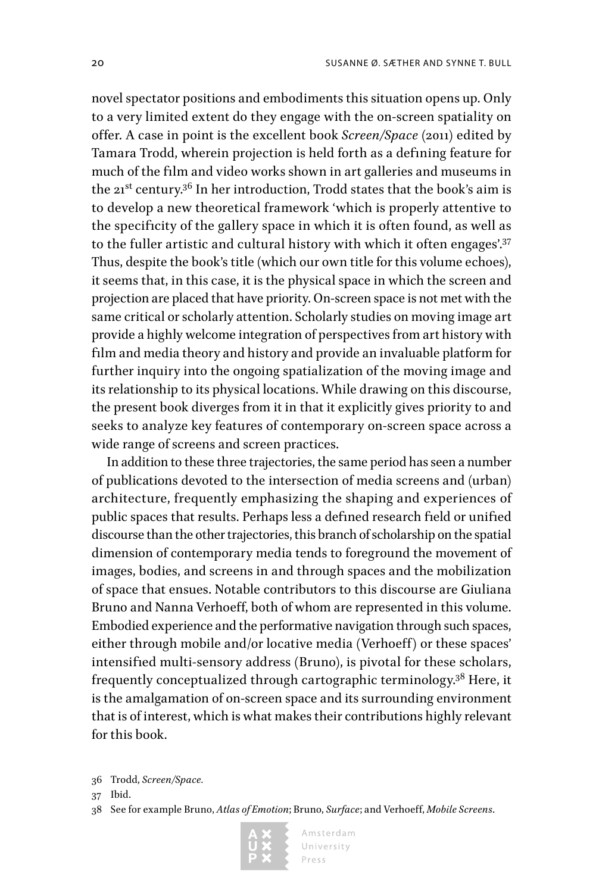novel spectator positions and embodiments this situation opens up. Only to a very limited extent do they engage with the on-screen spatiality on offer. A case in point is the excellent book *Screen/Space* (2011) edited by Tamara Trodd, wherein projection is held forth as a defining feature for much of the film and video works shown in art galleries and museums in the 21st century.[36] In her introduction, Trodd states that the book's aim is to develop a new theoretical framework 'which is properly attentive to the specificity of the gallery space in which it is often found, as well as to the fuller artistic and cultural history with which it often engages'.[37] Thus, despite the book's title (which our own title for this volume echoes), it seems that, in this case, it is the physical space in which the screen and projection are placed that have priority. On-screen space is not met with the same critical or scholarly attention. Scholarly studies on moving image art provide a highly welcome integration of perspectives from art history with film and media theory and history and provide an invaluable platform for further inquiry into the ongoing spatialization of the moving image and its relationship to its physical locations. While drawing on this discourse, the present book diverges from it in that it explicitly gives priority to and seeks to analyze key features of contemporary on-screen space across a wide range of screens and screen practices.

In addition to these three trajectories, the same period has seen a number of publications devoted to the intersection of media screens and (urban) architecture, frequently emphasizing the shaping and experiences of public spaces that results. Perhaps less a defined research field or unified discourse than the other trajectories, this branch of scholarship on the spatial dimension of contemporary media tends to foreground the movement of images, bodies, and screens in and through spaces and the mobilization of space that ensues. Notable contributors to this discourse are Giuliana Bruno and Nanna Verhoeff, both of whom are represented in this volume. Embodied experience and the performative navigation through such spaces, either through mobile and/or locative media (Verhoeff) or these spaces' intensified multi-sensory address (Bruno), is pivotal for these scholars, frequently conceptualized through cartographic terminology.[38] Here, it is the amalgamation of on-screen space and its surrounding environment that is of interest, which is what makes their contributions highly relevant for this book.

36 Trodd, *Screen/Space*.

37 Ibid.

38 See for example Bruno, *Atlas of Emotion*; Bruno, *Surface*; and Verhoeff, *Mobile Screens*.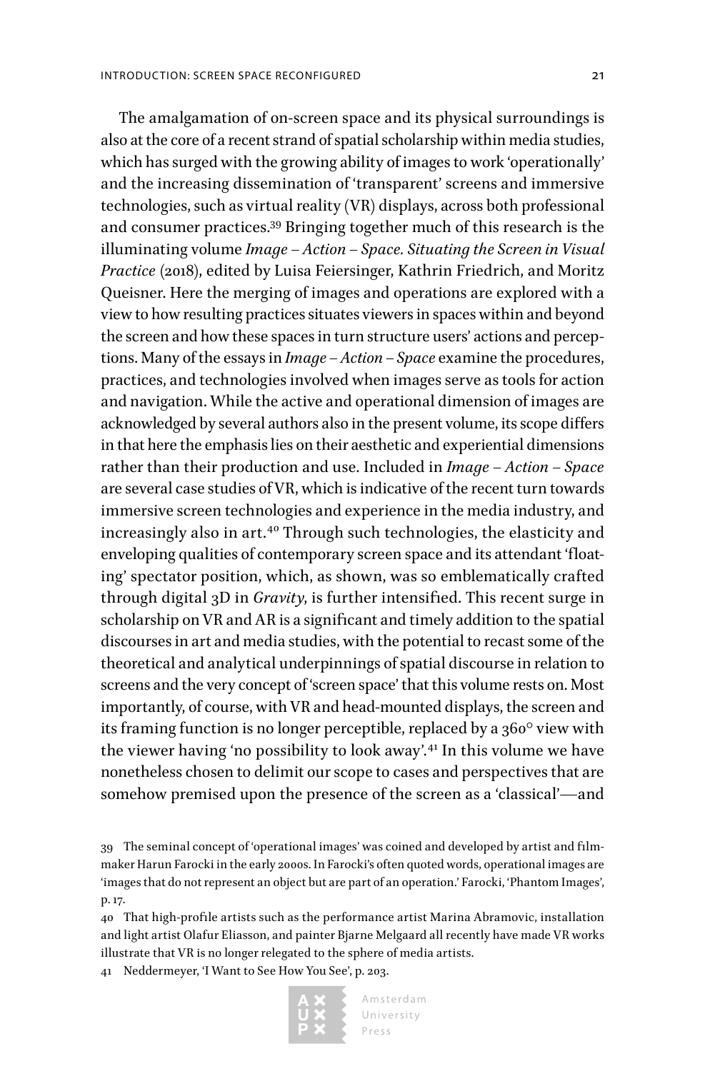The amalgamation of on-screen space and its physical surroundings is also at the core of a recent strand of spatial scholarship within media studies, which has surged with the growing ability of images to work 'operationally' and the increasing dissemination of 'transparent' screens and immersive technologies, such as virtual reality (VR) displays, across both professional and consumer practices.[39] Bringing together much of this research is the illuminating volume *Image – Action – Space. Situating the Screen in Visual Practice* (2018), edited by Luisa Feiersinger, Kathrin Friedrich, and Moritz Queisner. Here the merging of images and operations are explored with a view to how resulting practices situates viewers in spaces within and beyond the screen and how these spaces in turn structure users' actions and perceptions. Many of the essays in *Image – Action – Space* examine the procedures, practices, and technologies involved when images serve as tools for action and navigation. While the active and operational dimension of images are acknowledged by several authors also in the present volume, its scope differs in that here the emphasis lies on their aesthetic and experiential dimensions rather than their production and use. Included in *Image – Action – Space* are several case studies of VR, which is indicative of the recent turn towards immersive screen technologies and experience in the media industry, and increasingly also in art.[40] Through such technologies, the elasticity and enveloping qualities of contemporary screen space and its attendant 'floating' spectator position, which, as shown, was so emblematically crafted through digital 3D in *Gravity*, is further intensified. This recent surge in scholarship on VR and AR is a significant and timely addition to the spatial discourses in art and media studies, with the potential to recast some of the theoretical and analytical underpinnings of spatial discourse in relation to screens and the very concept of 'screen space' that this volume rests on. Most importantly, of course, with VR and head-mounted displays, the screen and its framing function is no longer perceptible, replaced by a 360° view with the viewer having 'no possibility to look away'.[41] In this volume we have nonetheless chosen to delimit our scope to cases and perspectives that are somehow premised upon the presence of the screen as a 'classical'—and

39 The seminal concept of 'operational images' was coined and developed by artist and filmmaker Harun Farocki in the early 2000s. In Farocki's often quoted words, operational images are 'images that do not represent an object but are part of an operation.' Farocki, 'Phantom Images', p. 17.

40 That high-profile artists such as the performance artist Marina Abramovic, installation and light artist Olafur Eliasson, and painter Bjarne Melgaard all recently have made VR works illustrate that VR is no longer relegated to the sphere of media artists.

41 Neddermeyer, 'I Want to See How You See', p. 203.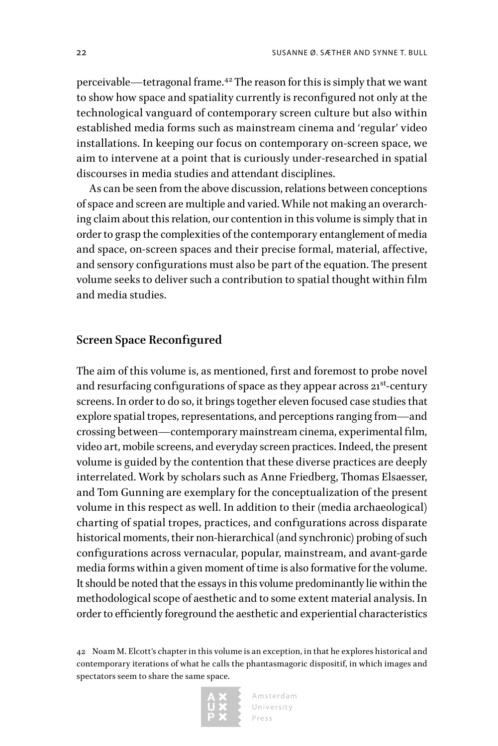perceivable—tetragonal frame.[42] The reason for this is simply that we want to show how space and spatiality currently is reconfigured not only at the technological vanguard of contemporary screen culture but also within established media forms such as mainstream cinema and 'regular' video installations. In keeping our focus on contemporary on-screen space, we aim to intervene at a point that is curiously under-researched in spatial discourses in media studies and attendant disciplines.

As can be seen from the above discussion, relations between conceptions of space and screen are multiple and varied. While not making an overarching claim about this relation, our contention in this volume is simply that in order to grasp the complexities of the contemporary entanglement of media and space, on-screen spaces and their precise formal, material, affective, and sensory configurations must also be part of the equation. The present volume seeks to deliver such a contribution to spatial thought within film and media studies.

## Screen Space Reconfigured

The aim of this volume is, as mentioned, first and foremost to probe novel and resurfacing configurations of space as they appear across 21st-century screens. In order to do so, it brings together eleven focused case studies that explore spatial tropes, representations, and perceptions ranging from—and crossing between—contemporary mainstream cinema, experimental film, video art, mobile screens, and everyday screen practices. Indeed, the present volume is guided by the contention that these diverse practices are deeply interrelated. Work by scholars such as Anne Friedberg, Thomas Elsaesser, and Tom Gunning are exemplary for the conceptualization of the present volume in this respect as well. In addition to their (media archaeological) charting of spatial tropes, practices, and configurations across disparate historical moments, their non-hierarchical (and synchronic) probing of such configurations across vernacular, popular, mainstream, and avant-garde media forms within a given moment of time is also formative for the volume. It should be noted that the essays in this volume predominantly lie within the methodological scope of aesthetic and to some extent material analysis. In order to efficiently foreground the aesthetic and experiential characteristics

42 Noam M. Elcott's chapter in this volume is an exception, in that he explores historical and contemporary iterations of what he calls the phantasmagoric dispositif, in which images and spectators seem to share the same space.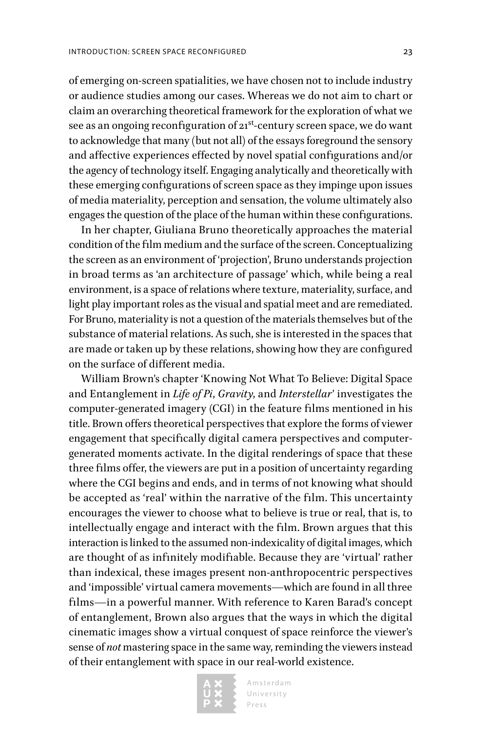of emerging on-screen spatialities, we have chosen not to include industry or audience studies among our cases. Whereas we do not aim to chart or claim an overarching theoretical framework for the exploration of what we see as an ongoing reconfiguration of 21$^{st}$-century screen space, we do want to acknowledge that many (but not all) of the essays foreground the sensory and affective experiences effected by novel spatial configurations and/or the agency of technology itself. Engaging analytically and theoretically with these emerging configurations of screen space as they impinge upon issues of media materiality, perception and sensation, the volume ultimately also engages the question of the place of the human within these configurations.

In her chapter, Giuliana Bruno theoretically approaches the material condition of the film medium and the surface of the screen. Conceptualizing the screen as an environment of 'projection', Bruno understands projection in broad terms as 'an architecture of passage' which, while being a real environment, is a space of relations where texture, materiality, surface, and light play important roles as the visual and spatial meet and are remediated. For Bruno, materiality is not a question of the materials themselves but of the substance of material relations. As such, she is interested in the spaces that are made or taken up by these relations, showing how they are configured on the surface of different media.

William Brown's chapter 'Knowing Not What To Believe: Digital Space and Entanglement in *Life of Pi*, *Gravity*, and *Interstellar*' investigates the computer-generated imagery (CGI) in the feature films mentioned in his title. Brown offers theoretical perspectives that explore the forms of viewer engagement that specifically digital camera perspectives and computer-generated moments activate. In the digital renderings of space that these three films offer, the viewers are put in a position of uncertainty regarding where the CGI begins and ends, and in terms of not knowing what should be accepted as 'real' within the narrative of the film. This uncertainty encourages the viewer to choose what to believe is true or real, that is, to intellectually engage and interact with the film. Brown argues that this interaction is linked to the assumed non-indexicality of digital images, which are thought of as infinitely modifiable. Because they are 'virtual' rather than indexical, these images present non-anthropocentric perspectives and 'impossible' virtual camera movements—which are found in all three films—in a powerful manner. With reference to Karen Barad's concept of entanglement, Brown also argues that the ways in which the digital cinematic images show a virtual conquest of space reinforce the viewer's sense of *not* mastering space in the same way, reminding the viewers instead of their entanglement with space in our real-world existence.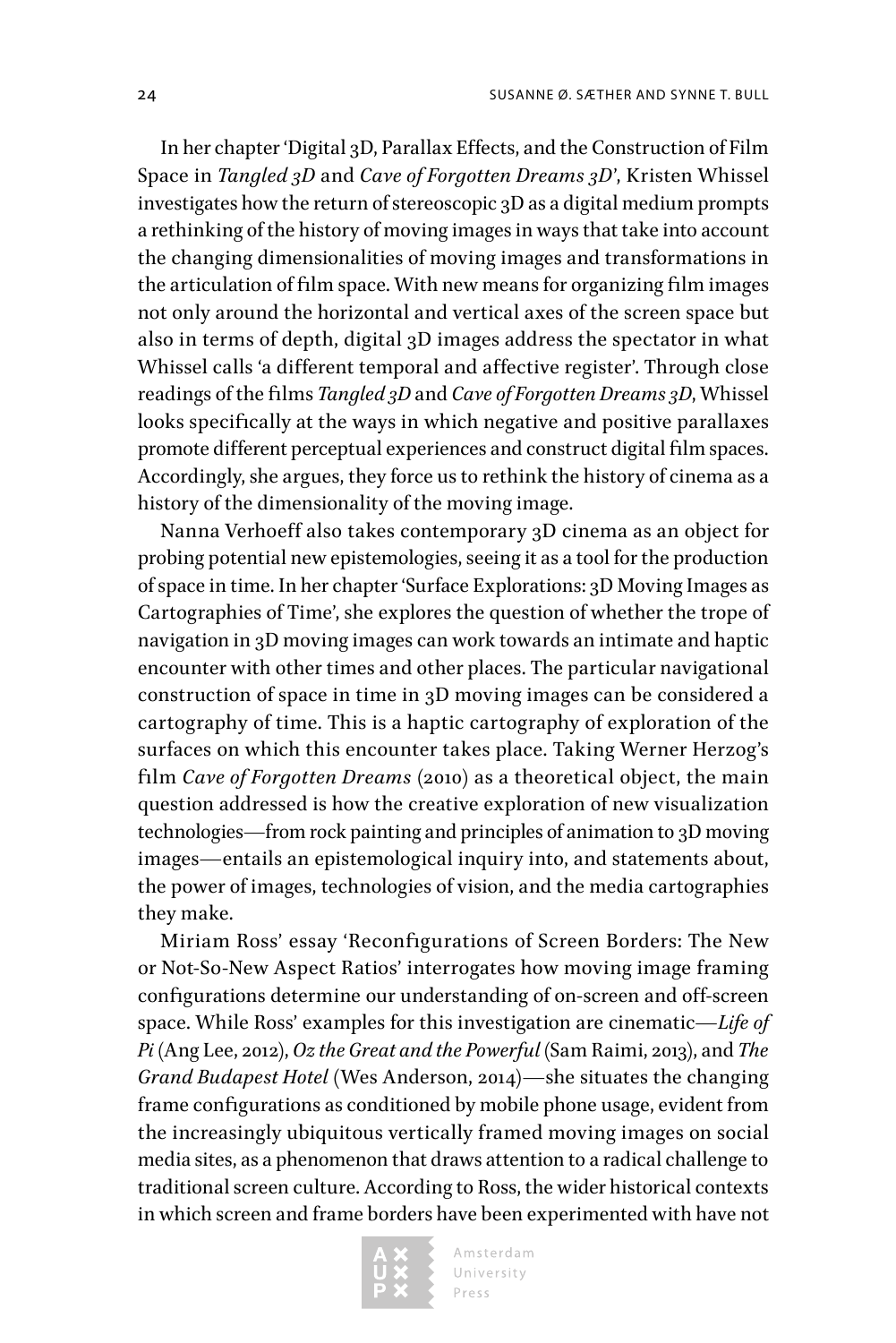In her chapter 'Digital 3D, Parallax Effects, and the Construction of Film Space in *Tangled 3D* and *Cave of Forgotten Dreams 3D*', Kristen Whissel investigates how the return of stereoscopic 3D as a digital medium prompts a rethinking of the history of moving images in ways that take into account the changing dimensionalities of moving images and transformations in the articulation of film space. With new means for organizing film images not only around the horizontal and vertical axes of the screen space but also in terms of depth, digital 3D images address the spectator in what Whissel calls 'a different temporal and affective register'. Through close readings of the films *Tangled 3D* and *Cave of Forgotten Dreams 3D*, Whissel looks specifically at the ways in which negative and positive parallaxes promote different perceptual experiences and construct digital film spaces. Accordingly, she argues, they force us to rethink the history of cinema as a history of the dimensionality of the moving image.

Nanna Verhoeff also takes contemporary 3D cinema as an object for probing potential new epistemologies, seeing it as a tool for the production of space in time. In her chapter 'Surface Explorations: 3D Moving Images as Cartographies of Time', she explores the question of whether the trope of navigation in 3D moving images can work towards an intimate and haptic encounter with other times and other places. The particular navigational construction of space in time in 3D moving images can be considered a cartography of time. This is a haptic cartography of exploration of the surfaces on which this encounter takes place. Taking Werner Herzog's film *Cave of Forgotten Dreams* (2010) as a theoretical object, the main question addressed is how the creative exploration of new visualization technologies—from rock painting and principles of animation to 3D moving images—entails an epistemological inquiry into, and statements about, the power of images, technologies of vision, and the media cartographies they make.

Miriam Ross' essay 'Reconfigurations of Screen Borders: The New or Not-So-New Aspect Ratios' interrogates how moving image framing configurations determine our understanding of on-screen and off-screen space. While Ross' examples for this investigation are cinematic—*Life of Pi* (Ang Lee, 2012), *Oz the Great and the Powerful* (Sam Raimi, 2013), and *The Grand Budapest Hotel* (Wes Anderson, 2014)—she situates the changing frame configurations as conditioned by mobile phone usage, evident from the increasingly ubiquitous vertically framed moving images on social media sites, as a phenomenon that draws attention to a radical challenge to traditional screen culture. According to Ross, the wider historical contexts in which screen and frame borders have been experimented with have not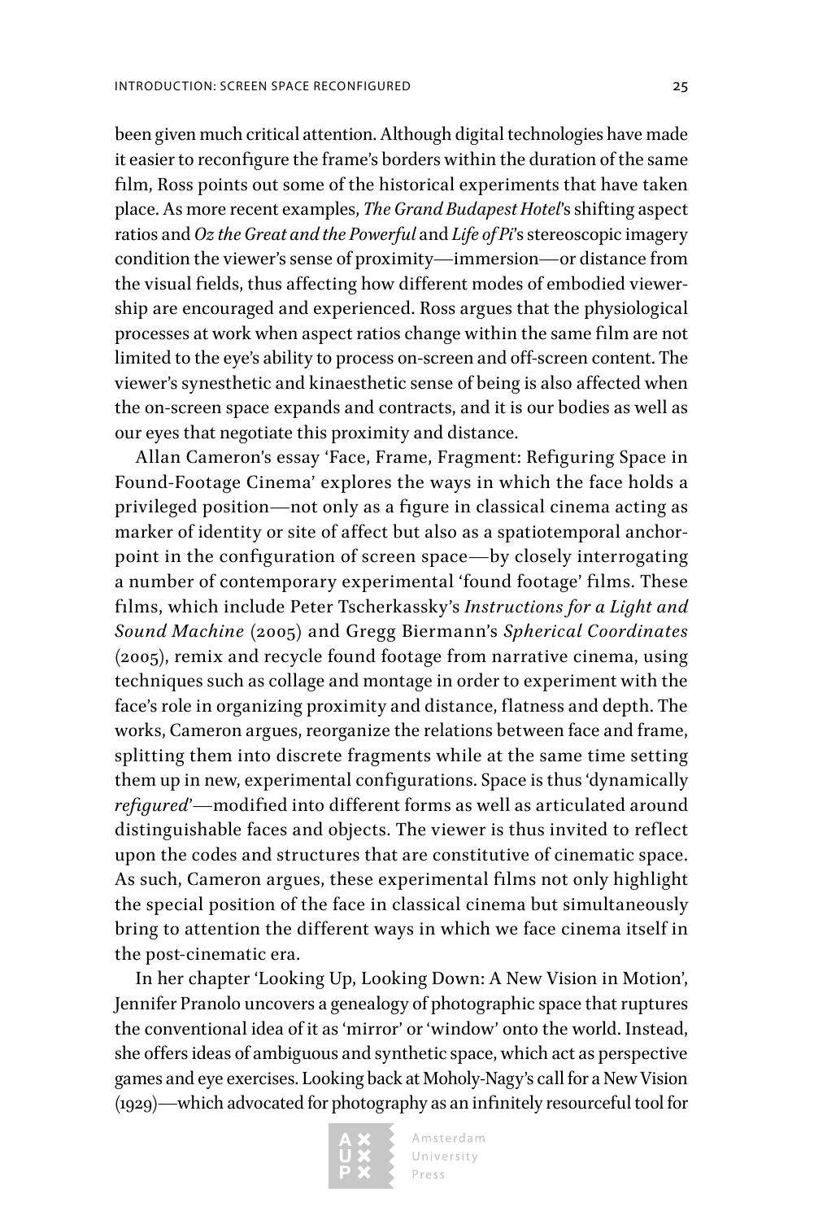been given much critical attention. Although digital technologies have made it easier to reconfigure the frame's borders within the duration of the same film, Ross points out some of the historical experiments that have taken place. As more recent examples, *The Grand Budapest Hotel*'s shifting aspect ratios and *Oz the Great and the Powerful* and *Life of Pi*'s stereoscopic imagery condition the viewer's sense of proximity—immersion—or distance from the visual fields, thus affecting how different modes of embodied viewership are encouraged and experienced. Ross argues that the physiological processes at work when aspect ratios change within the same film are not limited to the eye's ability to process on-screen and off-screen content. The viewer's synesthetic and kinaesthetic sense of being is also affected when the on-screen space expands and contracts, and it is our bodies as well as our eyes that negotiate this proximity and distance.

Allan Cameron's essay 'Face, Frame, Fragment: Refiguring Space in Found-Footage Cinema' explores the ways in which the face holds a privileged position—not only as a figure in classical cinema acting as marker of identity or site of affect but also as a spatiotemporal anchor-point in the configuration of screen space—by closely interrogating a number of contemporary experimental 'found footage' films. These films, which include Peter Tscherkassky's *Instructions for a Light and Sound Machine* (2005) and Gregg Biermann's *Spherical Coordinates* (2005), remix and recycle found footage from narrative cinema, using techniques such as collage and montage in order to experiment with the face's role in organizing proximity and distance, flatness and depth. The works, Cameron argues, reorganize the relations between face and frame, splitting them into discrete fragments while at the same time setting them up in new, experimental configurations. Space is thus 'dynamically *refigured*'—modified into different forms as well as articulated around distinguishable faces and objects. The viewer is thus invited to reflect upon the codes and structures that are constitutive of cinematic space. As such, Cameron argues, these experimental films not only highlight the special position of the face in classical cinema but simultaneously bring to attention the different ways in which we face cinema itself in the post-cinematic era.

In her chapter 'Looking Up, Looking Down: A New Vision in Motion', Jennifer Pranolo uncovers a genealogy of photographic space that ruptures the conventional idea of it as 'mirror' or 'window' onto the world. Instead, she offers ideas of ambiguous and synthetic space, which act as perspective games and eye exercises. Looking back at Moholy-Nagy's call for a New Vision (1929)—which advocated for photography as an infinitely resourceful tool for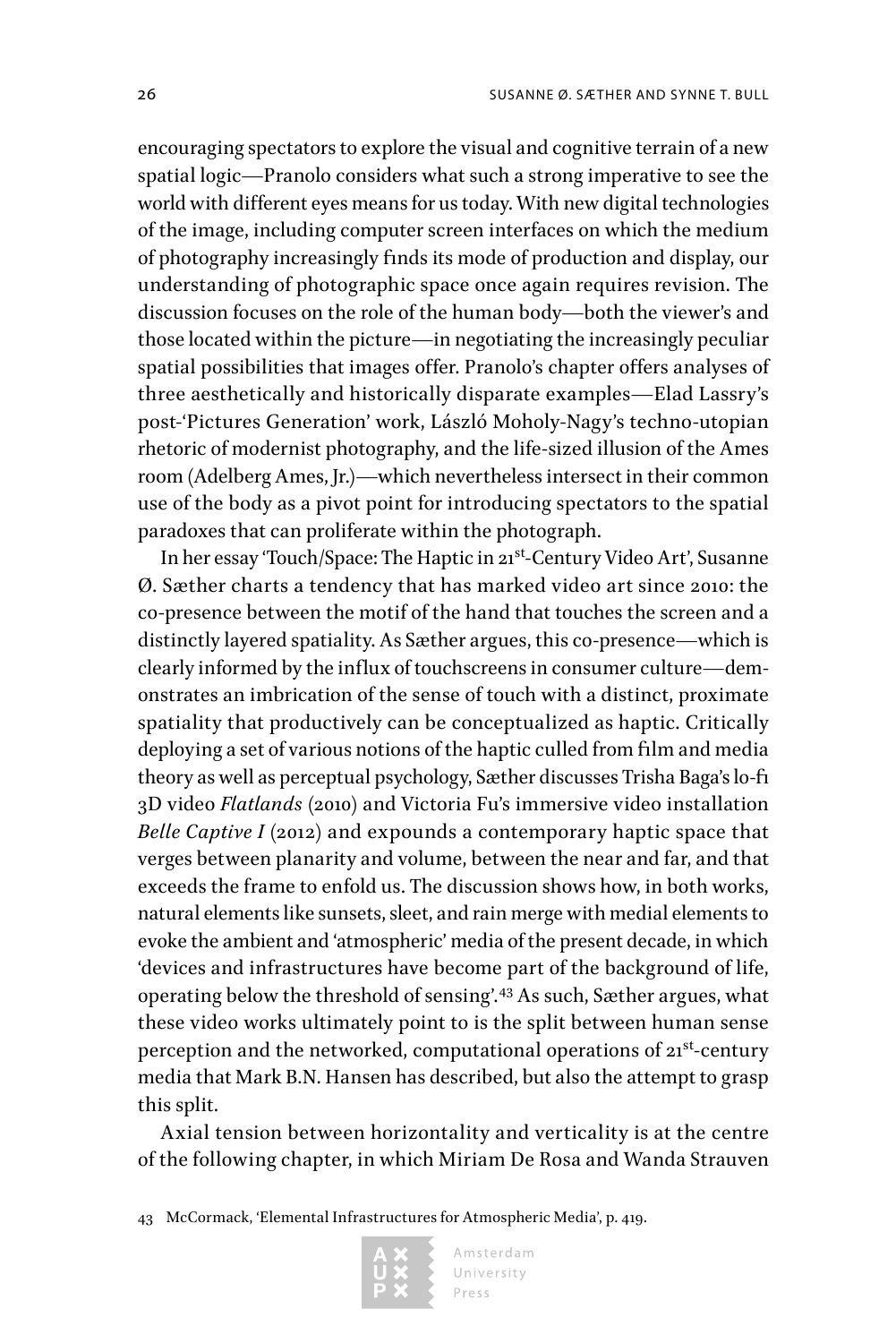encouraging spectators to explore the visual and cognitive terrain of a new spatial logic—Pranolo considers what such a strong imperative to see the world with different eyes means for us today. With new digital technologies of the image, including computer screen interfaces on which the medium of photography increasingly finds its mode of production and display, our understanding of photographic space once again requires revision. The discussion focuses on the role of the human body—both the viewer's and those located within the picture—in negotiating the increasingly peculiar spatial possibilities that images offer. Pranolo's chapter offers analyses of three aesthetically and historically disparate examples—Elad Lassry's post-'Pictures Generation' work, László Moholy-Nagy's techno-utopian rhetoric of modernist photography, and the life-sized illusion of the Ames room (Adelberg Ames, Jr.)—which nevertheless intersect in their common use of the body as a pivot point for introducing spectators to the spatial paradoxes that can proliferate within the photograph.

In her essay 'Touch/Space: The Haptic in 21st-Century Video Art', Susanne Ø. Sæther charts a tendency that has marked video art since 2010: the co-presence between the motif of the hand that touches the screen and a distinctly layered spatiality. As Sæther argues, this co-presence—which is clearly informed by the influx of touchscreens in consumer culture—demonstrates an imbrication of the sense of touch with a distinct, proximate spatiality that productively can be conceptualized as haptic. Critically deploying a set of various notions of the haptic culled from film and media theory as well as perceptual psychology, Sæther discusses Trisha Baga's lo-fi 3D video *Flatlands* (2010) and Victoria Fu's immersive video installation *Belle Captive I* (2012) and expounds a contemporary haptic space that verges between planarity and volume, between the near and far, and that exceeds the frame to enfold us. The discussion shows how, in both works, natural elements like sunsets, sleet, and rain merge with medial elements to evoke the ambient and 'atmospheric' media of the present decade, in which 'devices and infrastructures have become part of the background of life, operating below the threshold of sensing'.[43] As such, Sæther argues, what these video works ultimately point to is the split between human sense perception and the networked, computational operations of 21st-century media that Mark B.N. Hansen has described, but also the attempt to grasp this split.

Axial tension between horizontality and verticality is at the centre of the following chapter, in which Miriam De Rosa and Wanda Strauven

43 McCormack, 'Elemental Infrastructures for Atmospheric Media', p. 419.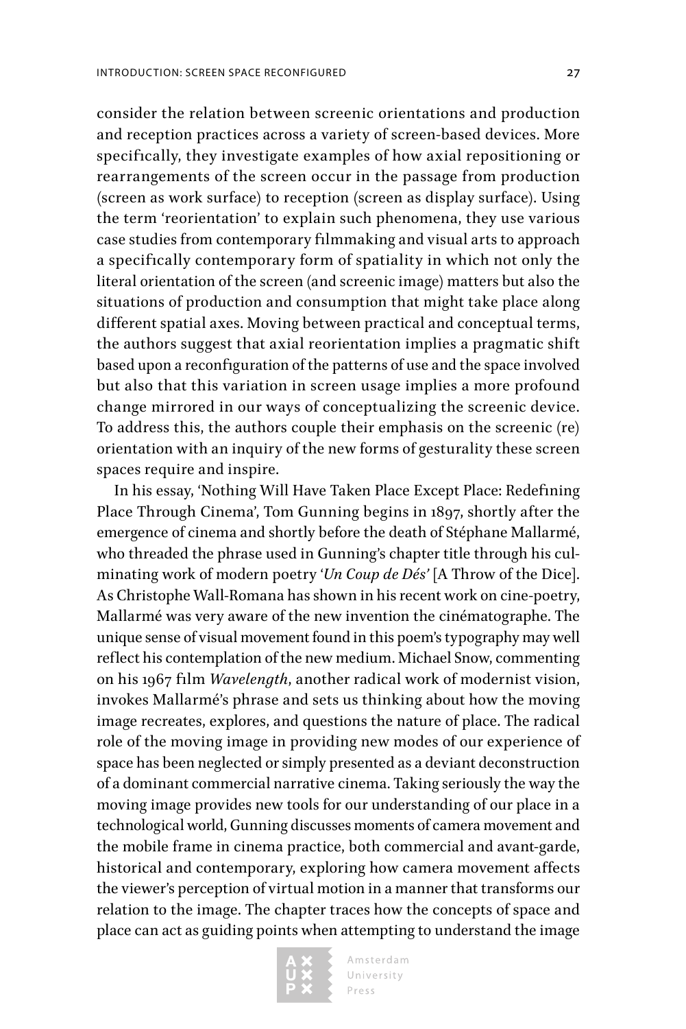consider the relation between screenic orientations and production and reception practices across a variety of screen-based devices. More specifically, they investigate examples of how axial repositioning or rearrangements of the screen occur in the passage from production (screen as work surface) to reception (screen as display surface). Using the term 'reorientation' to explain such phenomena, they use various case studies from contemporary filmmaking and visual arts to approach a specifically contemporary form of spatiality in which not only the literal orientation of the screen (and screenic image) matters but also the situations of production and consumption that might take place along different spatial axes. Moving between practical and conceptual terms, the authors suggest that axial reorientation implies a pragmatic shift based upon a reconfiguration of the patterns of use and the space involved but also that this variation in screen usage implies a more profound change mirrored in our ways of conceptualizing the screenic device. To address this, the authors couple their emphasis on the screenic (re) orientation with an inquiry of the new forms of gesturality these screen spaces require and inspire.

In his essay, 'Nothing Will Have Taken Place Except Place: Redefining Place Through Cinema', Tom Gunning begins in 1897, shortly after the emergence of cinema and shortly before the death of Stéphane Mallarmé, who threaded the phrase used in Gunning's chapter title through his culminating work of modern poetry '*Un Coup de Dés*' [A Throw of the Dice]. As Christophe Wall-Romana has shown in his recent work on cine-poetry, Mallarmé was very aware of the new invention the cinématographe. The unique sense of visual movement found in this poem's typography may well reflect his contemplation of the new medium. Michael Snow, commenting on his 1967 film *Wavelength*, another radical work of modernist vision, invokes Mallarmé's phrase and sets us thinking about how the moving image recreates, explores, and questions the nature of place. The radical role of the moving image in providing new modes of our experience of space has been neglected or simply presented as a deviant deconstruction of a dominant commercial narrative cinema. Taking seriously the way the moving image provides new tools for our understanding of our place in a technological world, Gunning discusses moments of camera movement and the mobile frame in cinema practice, both commercial and avant-garde, historical and contemporary, exploring how camera movement affects the viewer's perception of virtual motion in a manner that transforms our relation to the image. The chapter traces how the concepts of space and place can act as guiding points when attempting to understand the image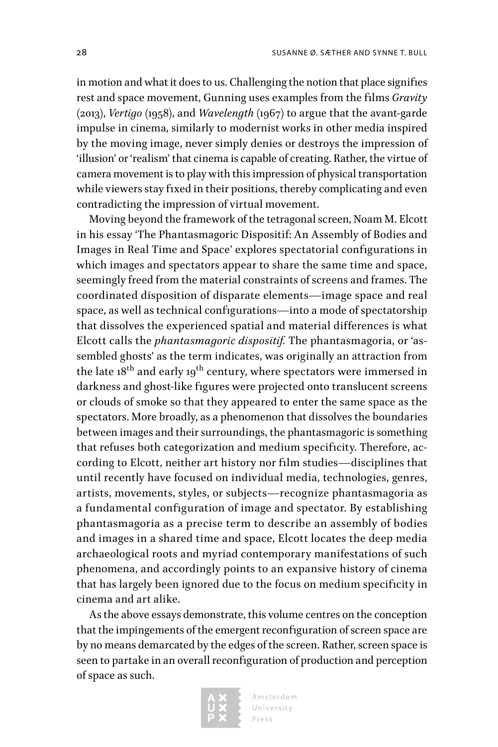in motion and what it does to us. Challenging the notion that place signifies rest and space movement, Gunning uses examples from the films *Gravity* (2013), *Vertigo* (1958), and *Wavelength* (1967) to argue that the avant-garde impulse in cinema, similarly to modernist works in other media inspired by the moving image, never simply denies or destroys the impression of 'illusion' or 'realism' that cinema is capable of creating. Rather, the virtue of camera movement is to play with this impression of physical transportation while viewers stay fixed in their positions, thereby complicating and even contradicting the impression of virtual movement.

Moving beyond the framework of the tetragonal screen, Noam M. Elcott in his essay 'The Phantasmagoric Dispositif: An Assembly of Bodies and Images in Real Time and Space' explores spectatorial configurations in which images and spectators appear to share the same time and space, seemingly freed from the material constraints of screens and frames. The coordinated disposition of disparate elements—image space and real space, as well as technical configurations—into a mode of spectatorship that dissolves the experienced spatial and material differences is what Elcott calls the *phantasmagoric dispositif*. The phantasmagoria, or 'assembled ghosts' as the term indicates, was originally an attraction from the late 18th and early 19th century, where spectators were immersed in darkness and ghost-like figures were projected onto translucent screens or clouds of smoke so that they appeared to enter the same space as the spectators. More broadly, as a phenomenon that dissolves the boundaries between images and their surroundings, the phantasmagoric is something that refuses both categorization and medium specificity. Therefore, according to Elcott, neither art history nor film studies—disciplines that until recently have focused on individual media, technologies, genres, artists, movements, styles, or subjects—recognize phantasmagoria as a fundamental configuration of image and spectator. By establishing phantasmagoria as a precise term to describe an assembly of bodies and images in a shared time and space, Elcott locates the deep media archaeological roots and myriad contemporary manifestations of such phenomena, and accordingly points to an expansive history of cinema that has largely been ignored due to the focus on medium specificity in cinema and art alike.

As the above essays demonstrate, this volume centres on the conception that the impingements of the emergent reconfiguration of screen space are by no means demarcated by the edges of the screen. Rather, screen space is seen to partake in an overall reconfiguration of production and perception of space as such.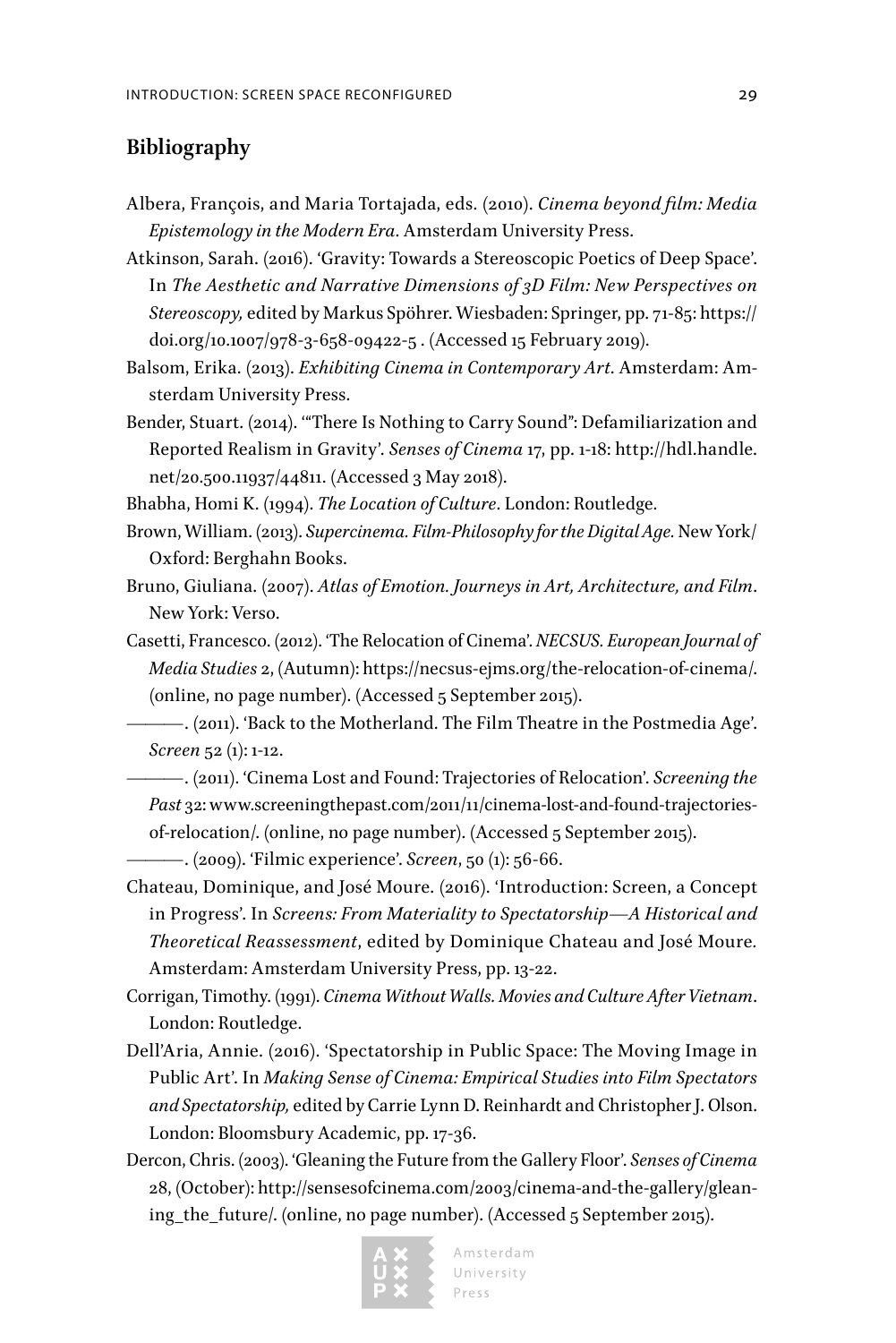## Bibliography

Albera, François, and Maria Tortajada, eds. (2010). *Cinema beyond film: Media Epistemology in the Modern Era*. Amsterdam University Press.

Atkinson, Sarah. (2016). 'Gravity: Towards a Stereoscopic Poetics of Deep Space'. In *The Aesthetic and Narrative Dimensions of 3D Film: New Perspectives on Stereoscopy,* edited by Markus Spöhrer. Wiesbaden: Springer, pp. 71-85: https://doi.org/10.1007/978-3-658-09422-5 . (Accessed 15 February 2019).

Balsom, Erika. (2013). *Exhibiting Cinema in Contemporary Art*. Amsterdam: Amsterdam University Press.

Bender, Stuart. (2014). '"There Is Nothing to Carry Sound": Defamiliarization and Reported Realism in Gravity'. *Senses of Cinema* 17, pp. 1-18: http://hdl.handle.net/20.500.11937/44811. (Accessed 3 May 2018).

Bhabha, Homi K. (1994). *The Location of Culture*. London: Routledge.

Brown, William. (2013). *Supercinema. Film-Philosophy for the Digital Age.* New York/Oxford: Berghahn Books.

Bruno, Giuliana. (2007). *Atlas of Emotion. Journeys in Art, Architecture, and Film*. New York: Verso.

Casetti, Francesco. (2012). 'The Relocation of Cinema'. *NECSUS. European Journal of Media Studies* 2, (Autumn): https://necsus-ejms.org/the-relocation-of-cinema/. (online, no page number). (Accessed 5 September 2015).

———. (2011). 'Back to the Motherland. The Film Theatre in the Postmedia Age'. *Screen* 52 (1): 1-12.

———. (2011). 'Cinema Lost and Found: Trajectories of Relocation'. *Screening the Past* 32: www.screeningthepast.com/2011/11/cinema-lost-and-found-trajectories-of-relocation/. (online, no page number). (Accessed 5 September 2015).

———. (2009). 'Filmic experience'. *Screen*, 50 (1): 56-66.

Chateau, Dominique, and José Moure. (2016). 'Introduction: Screen, a Concept in Progress'. In *Screens: From Materiality to Spectatorship—A Historical and Theoretical Reassessment*, edited by Dominique Chateau and José Moure. Amsterdam: Amsterdam University Press, pp. 13-22.

Corrigan, Timothy. (1991). *Cinema Without Walls. Movies and Culture After Vietnam*. London: Routledge.

Dell'Aria, Annie. (2016). 'Spectatorship in Public Space: The Moving Image in Public Art'. In *Making Sense of Cinema: Empirical Studies into Film Spectators and Spectatorship,* edited by Carrie Lynn D. Reinhardt and Christopher J. Olson. London: Bloomsbury Academic, pp. 17-36.

Dercon, Chris. (2003). 'Gleaning the Future from the Gallery Floor'. *Senses of Cinema* 28, (October): http://sensesofcinema.com/2003/cinema-and-the-gallery/gleaning_the_future/. (online, no page number). (Accessed 5 September 2015).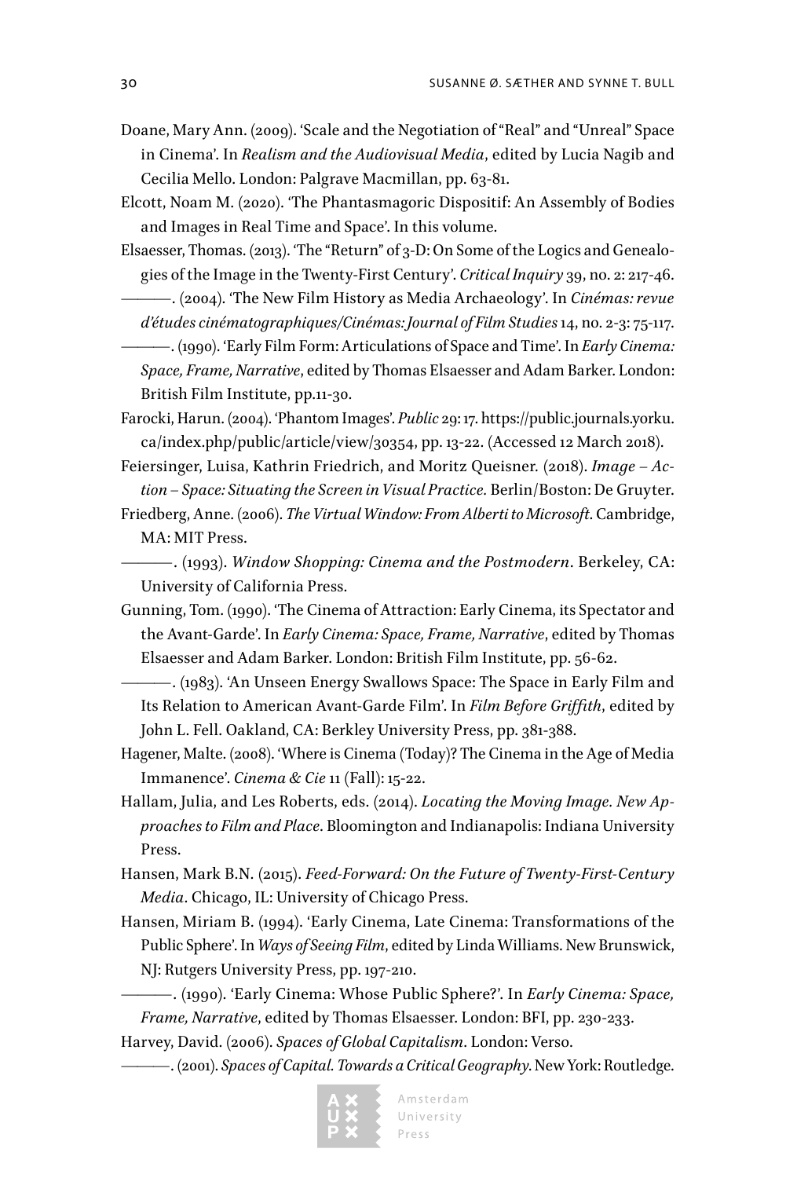Doane, Mary Ann. (2009). 'Scale and the Negotiation of "Real" and "Unreal" Space in Cinema'. In *Realism and the Audiovisual Media*, edited by Lucia Nagib and Cecilia Mello. London: Palgrave Macmillan, pp. 63-81.

Elcott, Noam M. (2020). 'The Phantasmagoric Dispositif: An Assembly of Bodies and Images in Real Time and Space'. In this volume.

Elsaesser, Thomas. (2013). 'The "Return" of 3-D: On Some of the Logics and Genealogies of the Image in the Twenty-First Century'. *Critical Inquiry* 39, no. 2: 217-46.

———. (2004). 'The New Film History as Media Archaeology'. In *Cinémas: revue d'études cinématographiques/Cinémas: Journal of Film Studies* 14, no. 2-3: 75-117.

———. (1990). 'Early Film Form: Articulations of Space and Time'. In *Early Cinema: Space, Frame, Narrative*, edited by Thomas Elsaesser and Adam Barker. London: British Film Institute, pp.11-30.

Farocki, Harun. (2004). 'Phantom Images'. *Public* 29: 17. https://public.journals.yorku.ca/index.php/public/article/view/30354, pp. 13-22. (Accessed 12 March 2018).

Feiersinger, Luisa, Kathrin Friedrich, and Moritz Queisner. (2018). *Image – Action – Space: Situating the Screen in Visual Practice*. Berlin/Boston: De Gruyter.

Friedberg, Anne. (2006). *The Virtual Window: From Alberti to Microsoft*. Cambridge, MA: MIT Press.

———. (1993). *Window Shopping: Cinema and the Postmodern*. Berkeley, CA: University of California Press.

Gunning, Tom. (1990). 'The Cinema of Attraction: Early Cinema, its Spectator and the Avant-Garde'. In *Early Cinema: Space, Frame, Narrative*, edited by Thomas Elsaesser and Adam Barker. London: British Film Institute, pp. 56-62.

———. (1983). 'An Unseen Energy Swallows Space: The Space in Early Film and Its Relation to American Avant-Garde Film'. In *Film Before Griffith*, edited by John L. Fell. Oakland, CA: Berkley University Press, pp. 381-388.

Hagener, Malte. (2008). 'Where is Cinema (Today)? The Cinema in the Age of Media Immanence'. *Cinema & Cie* 11 (Fall): 15-22.

Hallam, Julia, and Les Roberts, eds. (2014). *Locating the Moving Image. New Approaches to Film and Place*. Bloomington and Indianapolis: Indiana University Press.

Hansen, Mark B.N. (2015). *Feed-Forward: On the Future of Twenty-First-Century Media*. Chicago, IL: University of Chicago Press.

Hansen, Miriam B. (1994). 'Early Cinema, Late Cinema: Transformations of the Public Sphere'. In *Ways of Seeing Film*, edited by Linda Williams. New Brunswick, NJ: Rutgers University Press, pp. 197-210.

———. (1990). 'Early Cinema: Whose Public Sphere?'. In *Early Cinema: Space, Frame, Narrative*, edited by Thomas Elsaesser. London: BFI, pp. 230-233.

Harvey, David. (2006). *Spaces of Global Capitalism*. London: Verso.

———. (2001). *Spaces of Capital. Towards a Critical Geography*. New York: Routledge.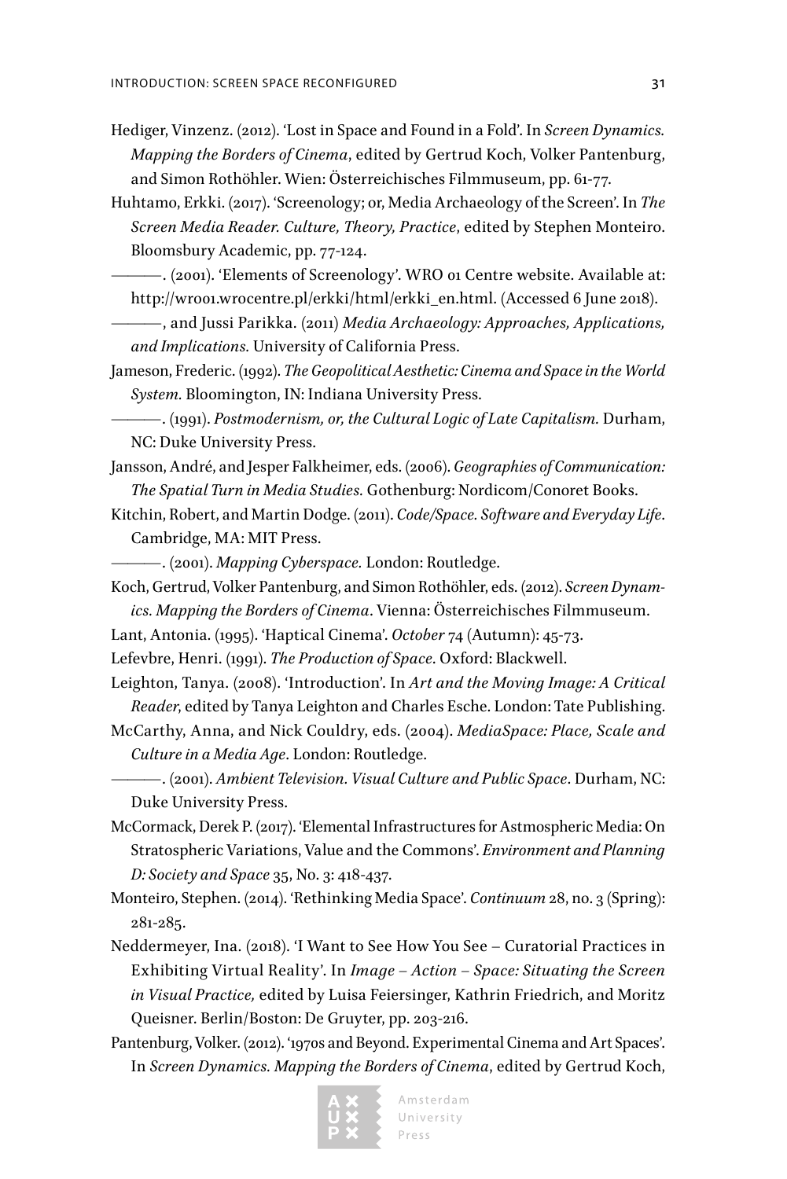Hediger, Vinzenz. (2012). 'Lost in Space and Found in a Fold'. In *Screen Dynamics. Mapping the Borders of Cinema*, edited by Gertrud Koch, Volker Pantenburg, and Simon Rothöhler. Wien: Österreichisches Filmmuseum, pp. 61-77.

Huhtamo, Erkki. (2017). 'Screenology; or, Media Archaeology of the Screen'. In *The Screen Media Reader. Culture, Theory, Practice*, edited by Stephen Monteiro. Bloomsbury Academic, pp. 77-124.

———. (2001). 'Elements of Screenology'. WRO 01 Centre website. Available at: http://wro01.wrocentre.pl/erkki/html/erkki_en.html. (Accessed 6 June 2018).

———, and Jussi Parikka. (2011) *Media Archaeology: Approaches, Applications, and Implications.* University of California Press.

Jameson, Frederic. (1992). *The Geopolitical Aesthetic: Cinema and Space in the World System.* Bloomington, IN: Indiana University Press.

———. (1991). *Postmodernism, or, the Cultural Logic of Late Capitalism.* Durham, NC: Duke University Press.

Jansson, André, and Jesper Falkheimer, eds. (2006). *Geographies of Communication: The Spatial Turn in Media Studies.* Gothenburg: Nordicom/Conoret Books.

Kitchin, Robert, and Martin Dodge. (2011). *Code/Space. Software and Everyday Life*. Cambridge, MA: MIT Press.

———. (2001). *Mapping Cyberspace.* London: Routledge.

Koch, Gertrud, Volker Pantenburg, and Simon Rothöhler, eds. (2012). *Screen Dynamics. Mapping the Borders of Cinema*. Vienna: Österreichisches Filmmuseum.

Lant, Antonia. (1995). 'Haptical Cinema'. *October* 74 (Autumn): 45-73.

Lefevbre, Henri. (1991). *The Production of Space*. Oxford: Blackwell.

Leighton, Tanya. (2008). 'Introduction'. In *Art and the Moving Image: A Critical Reader*, edited by Tanya Leighton and Charles Esche. London: Tate Publishing.

McCarthy, Anna, and Nick Couldry, eds. (2004). *MediaSpace: Place, Scale and Culture in a Media Age*. London: Routledge.

———. (2001). *Ambient Television. Visual Culture and Public Space*. Durham, NC: Duke University Press.

McCormack, Derek P. (2017). 'Elemental Infrastructures for Astmospheric Media: On Stratospheric Variations, Value and the Commons'. *Environment and Planning D: Society and Space* 35, No. 3: 418-437.

Monteiro, Stephen. (2014). 'Rethinking Media Space'. *Continuum* 28, no. 3 (Spring): 281-285.

Neddermeyer, Ina. (2018). 'I Want to See How You See – Curatorial Practices in Exhibiting Virtual Reality'. In *Image – Action – Space: Situating the Screen in Visual Practice,* edited by Luisa Feiersinger, Kathrin Friedrich, and Moritz Queisner. Berlin/Boston: De Gruyter, pp. 203-216.

Pantenburg, Volker. (2012). '1970s and Beyond. Experimental Cinema and Art Spaces'. In *Screen Dynamics. Mapping the Borders of Cinema*, edited by Gertrud Koch,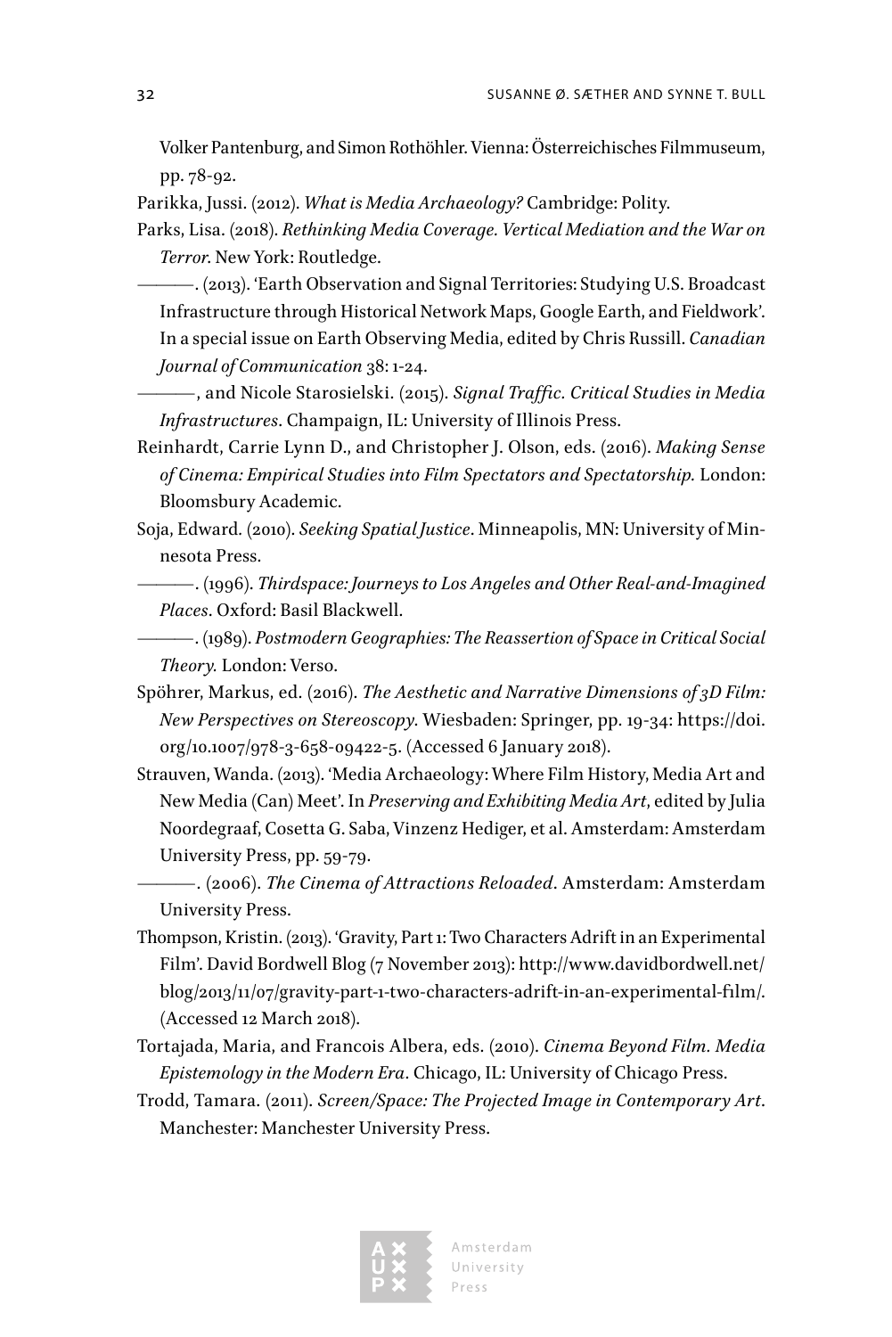Volker Pantenburg, and Simon Rothöhler. Vienna: Österreichisches Filmmuseum, pp. 78-92.

Parikka, Jussi. (2012). *What is Media Archaeology?* Cambridge: Polity.

Parks, Lisa. (2018). *Rethinking Media Coverage. Vertical Mediation and the War on Terror.* New York: Routledge.

———. (2013). 'Earth Observation and Signal Territories: Studying U.S. Broadcast Infrastructure through Historical Network Maps, Google Earth, and Fieldwork'. In a special issue on Earth Observing Media, edited by Chris Russill. *Canadian Journal of Communication* 38: 1-24.

———, and Nicole Starosielski. (2015). *Signal Traffic. Critical Studies in Media Infrastructures*. Champaign, IL: University of Illinois Press.

Reinhardt, Carrie Lynn D., and Christopher J. Olson, eds. (2016). *Making Sense of Cinema: Empirical Studies into Film Spectators and Spectatorship.* London: Bloomsbury Academic.

Soja, Edward. (2010). *Seeking Spatial Justice*. Minneapolis, MN: University of Minnesota Press.

———. (1996). *Thirdspace: Journeys to Los Angeles and Other Real-and-Imagined Places*. Oxford: Basil Blackwell.

———. (1989). *Postmodern Geographies: The Reassertion of Space in Critical Social Theory.* London: Verso.

Spöhrer, Markus, ed. (2016). *The Aesthetic and Narrative Dimensions of 3D Film: New Perspectives on Stereoscopy*. Wiesbaden: Springer, pp. 19-34: https://doi.org/10.1007/978-3-658-09422-5. (Accessed 6 January 2018).

Strauven, Wanda. (2013). 'Media Archaeology: Where Film History, Media Art and New Media (Can) Meet'. In *Preserving and Exhibiting Media Art*, edited by Julia Noordegraaf, Cosetta G. Saba, Vinzenz Hediger, et al. Amsterdam: Amsterdam University Press, pp. 59-79.

———. (2006). *The Cinema of Attractions Reloaded*. Amsterdam: Amsterdam University Press.

Thompson, Kristin. (2013). 'Gravity, Part 1: Two Characters Adrift in an Experimental Film'. David Bordwell Blog (7 November 2013): http://www.davidbordwell.net/blog/2013/11/07/gravity-part-1-two-characters-adrift-in-an-experimental-film/. (Accessed 12 March 2018).

Tortajada, Maria, and Francois Albera, eds. (2010). *Cinema Beyond Film. Media Epistemology in the Modern Era*. Chicago, IL: University of Chicago Press.

Trodd, Tamara. (2011). *Screen/Space: The Projected Image in Contemporary Art*. Manchester: Manchester University Press.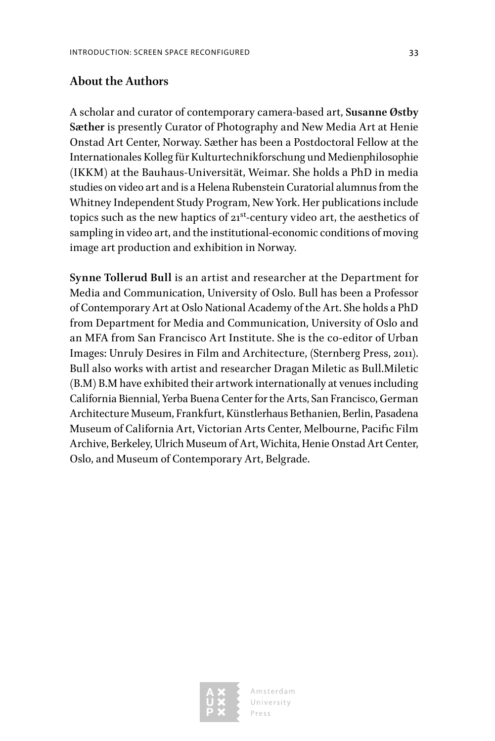## About the Authors

A scholar and curator of contemporary camera-based art, **Susanne Østby Sæther** is presently Curator of Photography and New Media Art at Henie Onstad Art Center, Norway. Sæther has been a Postdoctoral Fellow at the Internationales Kolleg für Kulturtechnikforschung und Medienphilosophie (IKKM) at the Bauhaus-Universität, Weimar. She holds a PhD in media studies on video art and is a Helena Rubenstein Curatorial alumnus from the Whitney Independent Study Program, New York. Her publications include topics such as the new haptics of 21st-century video art, the aesthetics of sampling in video art, and the institutional-economic conditions of moving image art production and exhibition in Norway.

**Synne Tollerud Bull** is an artist and researcher at the Department for Media and Communication, University of Oslo. Bull has been a Professor of Contemporary Art at Oslo National Academy of the Art. She holds a PhD from Department for Media and Communication, University of Oslo and an MFA from San Francisco Art Institute. She is the co-editor of Urban Images: Unruly Desires in Film and Architecture, (Sternberg Press, 2011). Bull also works with artist and researcher Dragan Miletic as Bull.Miletic (B.M) B.M have exhibited their artwork internationally at venues including California Biennial, Yerba Buena Center for the Arts, San Francisco, German Architecture Museum, Frankfurt, Künstlerhaus Bethanien, Berlin, Pasadena Museum of California Art, Victorian Arts Center, Melbourne, Pacific Film Archive, Berkeley, Ulrich Museum of Art, Wichita, Henie Onstad Art Center, Oslo, and Museum of Contemporary Art, Belgrade.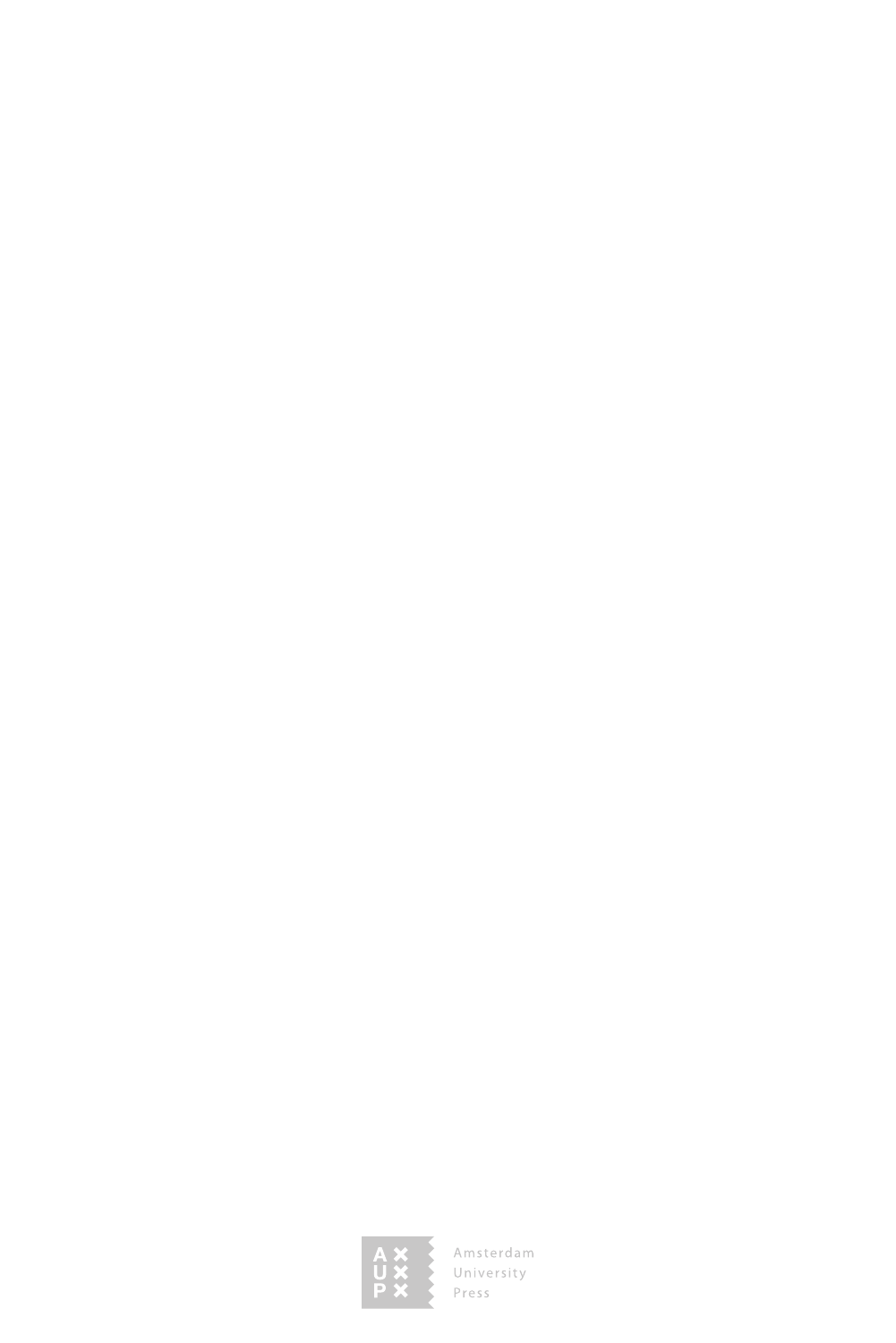Amsterdam
University
Press